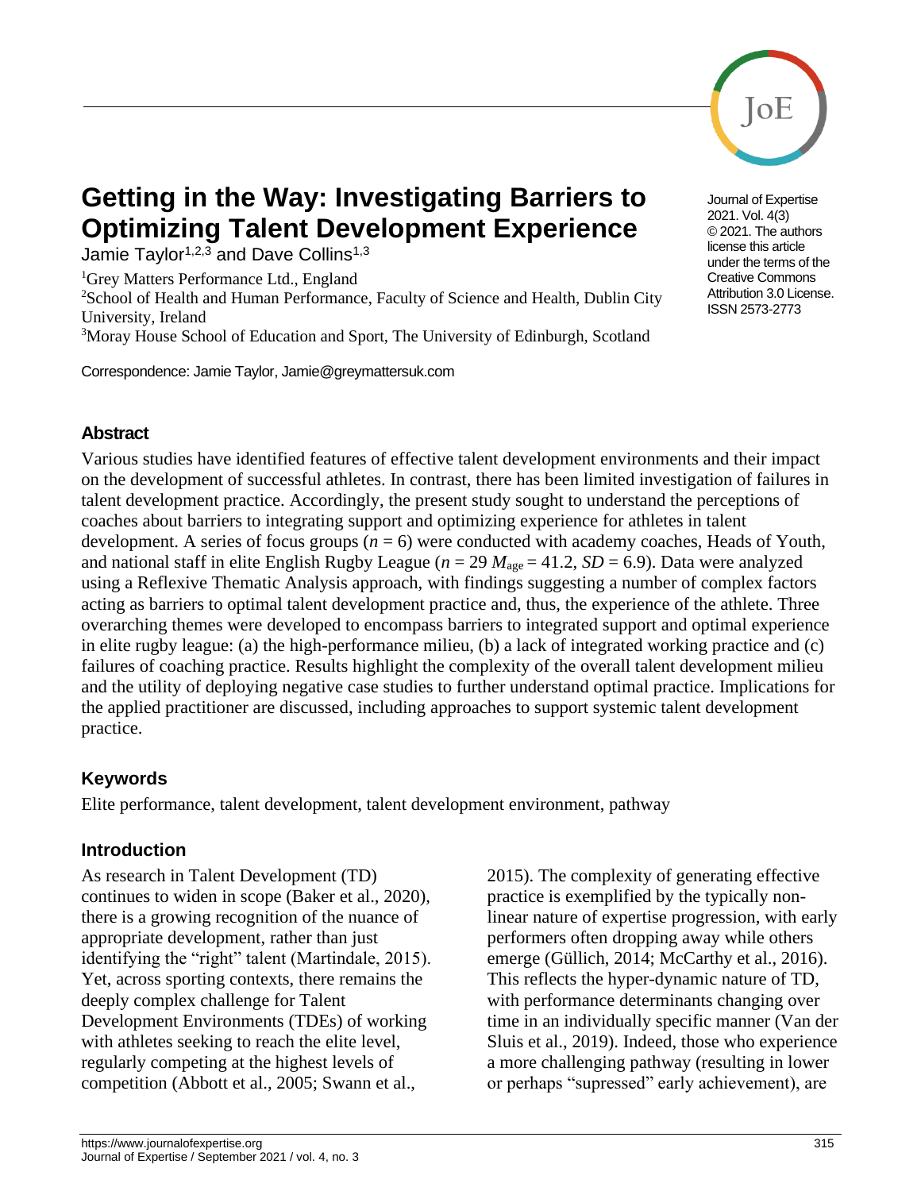# Getting in the Way: Investigating Barriers to Optimizing Talent Development Experience

Jamie Taylor[1,2,3] and Dave Collins[1,3]

[1]Grey Matters Performance Ltd., England
[2]School of Health and Human Performance, Faculty of Science and Health, Dublin City University, Ireland
[3]Moray House School of Education and Sport, The University of Edinburgh, Scotland

Correspondence: Jamie Taylor, Jamie@greymattersuk.com

Journal of Expertise
2021. Vol. 4(3)
© 2021. The authors license this article under the terms of the Creative Commons Attribution 3.0 License.
ISSN 2573-2773

## Abstract

Various studies have identified features of effective talent development environments and their impact on the development of successful athletes. In contrast, there has been limited investigation of failures in talent development practice. Accordingly, the present study sought to understand the perceptions of coaches about barriers to integrating support and optimizing experience for athletes in talent development. A series of focus groups ($n$ = 6) were conducted with academy coaches, Heads of Youth, and national staff in elite English Rugby League ($n$ = 29 $M_{\text{age}}$ = 41.2, $SD$ = 6.9). Data were analyzed using a Reflexive Thematic Analysis approach, with findings suggesting a number of complex factors acting as barriers to optimal talent development practice and, thus, the experience of the athlete. Three overarching themes were developed to encompass barriers to integrated support and optimal experience in elite rugby league: (a) the high-performance milieu, (b) a lack of integrated working practice and (c) failures of coaching practice. Results highlight the complexity of the overall talent development milieu and the utility of deploying negative case studies to further understand optimal practice. Implications for the applied practitioner are discussed, including approaches to support systemic talent development practice.

## Keywords

Elite performance, talent development, talent development environment, pathway

## Introduction

As research in Talent Development (TD) continues to widen in scope (Baker et al., 2020), there is a growing recognition of the nuance of appropriate development, rather than just identifying the "right" talent (Martindale, 2015). Yet, across sporting contexts, there remains the deeply complex challenge for Talent Development Environments (TDEs) of working with athletes seeking to reach the elite level, regularly competing at the highest levels of competition (Abbott et al., 2005; Swann et al., 2015). The complexity of generating effective practice is exemplified by the typically non-linear nature of expertise progression, with early performers often dropping away while others emerge (Güllich, 2014; McCarthy et al., 2016). This reflects the hyper-dynamic nature of TD, with performance determinants changing over time in an individually specific manner (Van der Sluis et al., 2019). Indeed, those who experience a more challenging pathway (resulting in lower or perhaps "supressed" early achievement), are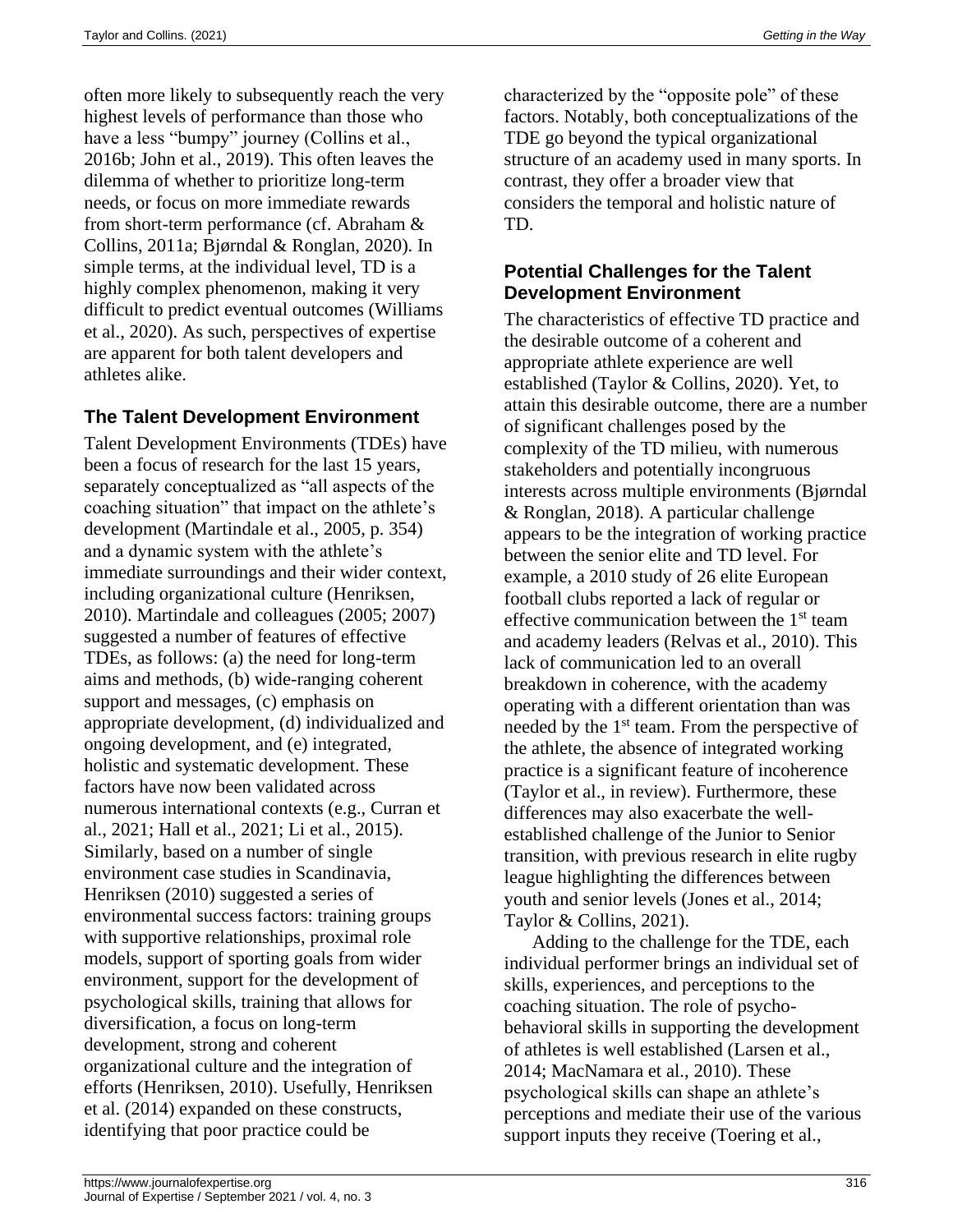often more likely to subsequently reach the very highest levels of performance than those who have a less "bumpy" journey (Collins et al., 2016b; John et al., 2019). This often leaves the dilemma of whether to prioritize long-term needs, or focus on more immediate rewards from short-term performance (cf. Abraham & Collins, 2011a; Bjørndal & Ronglan, 2020). In simple terms, at the individual level, TD is a highly complex phenomenon, making it very difficult to predict eventual outcomes (Williams et al., 2020). As such, perspectives of expertise are apparent for both talent developers and athletes alike.

## The Talent Development Environment

Talent Development Environments (TDEs) have been a focus of research for the last 15 years, separately conceptualized as "all aspects of the coaching situation" that impact on the athlete's development (Martindale et al., 2005, p. 354) and a dynamic system with the athlete's immediate surroundings and their wider context, including organizational culture (Henriksen, 2010). Martindale and colleagues (2005; 2007) suggested a number of features of effective TDEs, as follows: (a) the need for long-term aims and methods, (b) wide-ranging coherent support and messages, (c) emphasis on appropriate development, (d) individualized and ongoing development, and (e) integrated, holistic and systematic development. These factors have now been validated across numerous international contexts (e.g., Curran et al., 2021; Hall et al., 2021; Li et al., 2015). Similarly, based on a number of single environment case studies in Scandinavia, Henriksen (2010) suggested a series of environmental success factors: training groups with supportive relationships, proximal role models, support of sporting goals from wider environment, support for the development of psychological skills, training that allows for diversification, a focus on long-term development, strong and coherent organizational culture and the integration of efforts (Henriksen, 2010). Usefully, Henriksen et al. (2014) expanded on these constructs, identifying that poor practice could be characterized by the "opposite pole" of these factors. Notably, both conceptualizations of the TDE go beyond the typical organizational structure of an academy used in many sports. In contrast, they offer a broader view that considers the temporal and holistic nature of TD.

## Potential Challenges for the Talent Development Environment

The characteristics of effective TD practice and the desirable outcome of a coherent and appropriate athlete experience are well established (Taylor & Collins, 2020). Yet, to attain this desirable outcome, there are a number of significant challenges posed by the complexity of the TD milieu, with numerous stakeholders and potentially incongruous interests across multiple environments (Bjørndal & Ronglan, 2018). A particular challenge appears to be the integration of working practice between the senior elite and TD level. For example, a 2010 study of 26 elite European football clubs reported a lack of regular or effective communication between the 1st team and academy leaders (Relvas et al., 2010). This lack of communication led to an overall breakdown in coherence, with the academy operating with a different orientation than was needed by the 1st team. From the perspective of the athlete, the absence of integrated working practice is a significant feature of incoherence (Taylor et al., in review). Furthermore, these differences may also exacerbate the well-established challenge of the Junior to Senior transition, with previous research in elite rugby league highlighting the differences between youth and senior levels (Jones et al., 2014; Taylor & Collins, 2021).

Adding to the challenge for the TDE, each individual performer brings an individual set of skills, experiences, and perceptions to the coaching situation. The role of psycho-behavioral skills in supporting the development of athletes is well established (Larsen et al., 2014; MacNamara et al., 2010). These psychological skills can shape an athlete's perceptions and mediate their use of the various support inputs they receive (Toering et al.,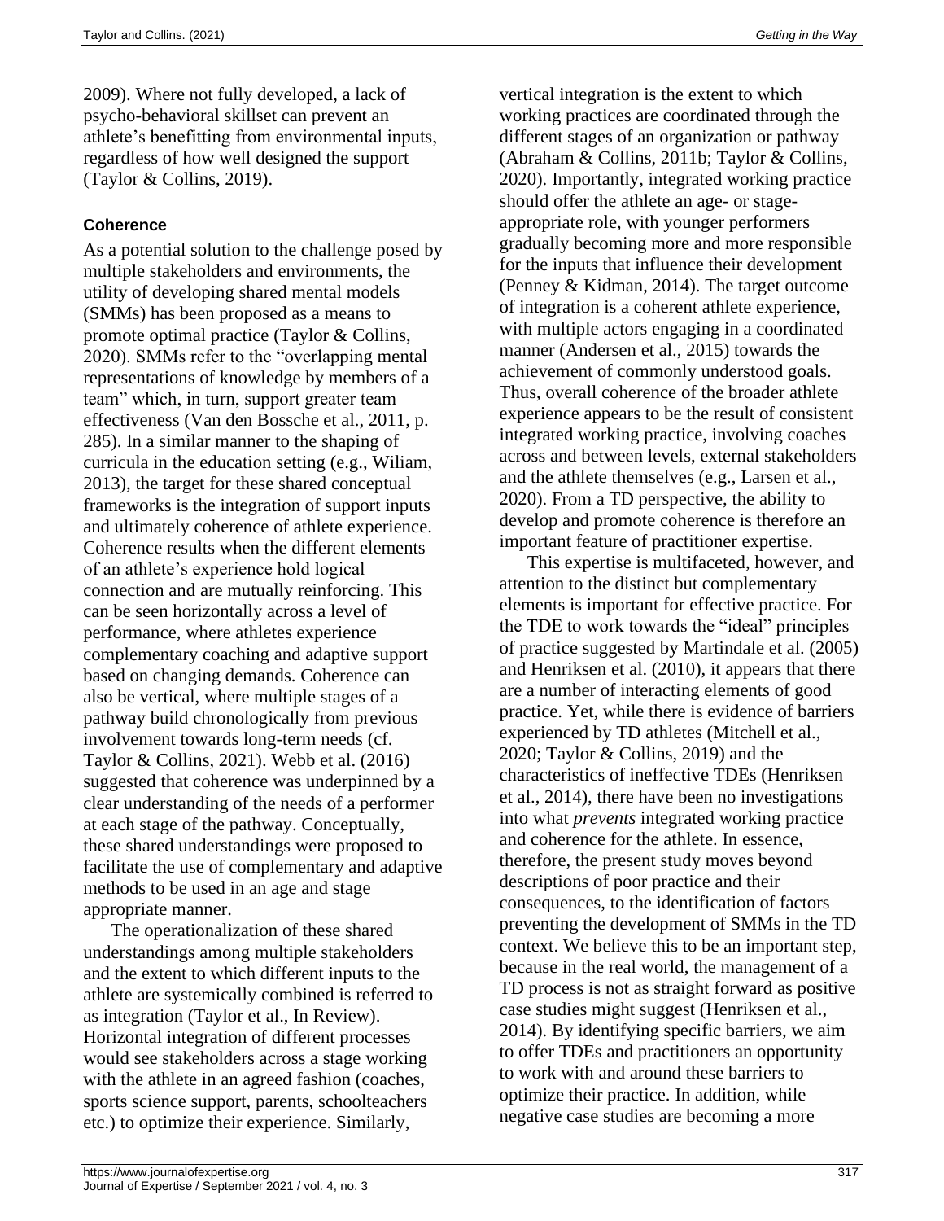2009). Where not fully developed, a lack of psycho-behavioral skillset can prevent an athlete's benefitting from environmental inputs, regardless of how well designed the support (Taylor & Collins, 2019).

### Coherence

As a potential solution to the challenge posed by multiple stakeholders and environments, the utility of developing shared mental models (SMMs) has been proposed as a means to promote optimal practice (Taylor & Collins, 2020). SMMs refer to the "overlapping mental representations of knowledge by members of a team" which, in turn, support greater team effectiveness (Van den Bossche et al., 2011, p. 285). In a similar manner to the shaping of curricula in the education setting (e.g., Wiliam, 2013), the target for these shared conceptual frameworks is the integration of support inputs and ultimately coherence of athlete experience. Coherence results when the different elements of an athlete's experience hold logical connection and are mutually reinforcing. This can be seen horizontally across a level of performance, where athletes experience complementary coaching and adaptive support based on changing demands. Coherence can also be vertical, where multiple stages of a pathway build chronologically from previous involvement towards long-term needs (cf. Taylor & Collins, 2021). Webb et al. (2016) suggested that coherence was underpinned by a clear understanding of the needs of a performer at each stage of the pathway. Conceptually, these shared understandings were proposed to facilitate the use of complementary and adaptive methods to be used in an age and stage appropriate manner.

The operationalization of these shared understandings among multiple stakeholders and the extent to which different inputs to the athlete are systemically combined is referred to as integration (Taylor et al., In Review). Horizontal integration of different processes would see stakeholders across a stage working with the athlete in an agreed fashion (coaches, sports science support, parents, schoolteachers etc.) to optimize their experience. Similarly, vertical integration is the extent to which working practices are coordinated through the different stages of an organization or pathway (Abraham & Collins, 2011b; Taylor & Collins, 2020). Importantly, integrated working practice should offer the athlete an age- or stage-appropriate role, with younger performers gradually becoming more and more responsible for the inputs that influence their development (Penney & Kidman, 2014). The target outcome of integration is a coherent athlete experience, with multiple actors engaging in a coordinated manner (Andersen et al., 2015) towards the achievement of commonly understood goals. Thus, overall coherence of the broader athlete experience appears to be the result of consistent integrated working practice, involving coaches across and between levels, external stakeholders and the athlete themselves (e.g., Larsen et al., 2020). From a TD perspective, the ability to develop and promote coherence is therefore an important feature of practitioner expertise.

This expertise is multifaceted, however, and attention to the distinct but complementary elements is important for effective practice. For the TDE to work towards the "ideal" principles of practice suggested by Martindale et al. (2005) and Henriksen et al. (2010), it appears that there are a number of interacting elements of good practice. Yet, while there is evidence of barriers experienced by TD athletes (Mitchell et al., 2020; Taylor & Collins, 2019) and the characteristics of ineffective TDEs (Henriksen et al., 2014), there have been no investigations into what *prevents* integrated working practice and coherence for the athlete. In essence, therefore, the present study moves beyond descriptions of poor practice and their consequences, to the identification of factors preventing the development of SMMs in the TD context. We believe this to be an important step, because in the real world, the management of a TD process is not as straight forward as positive case studies might suggest (Henriksen et al., 2014). By identifying specific barriers, we aim to offer TDEs and practitioners an opportunity to work with and around these barriers to optimize their practice. In addition, while negative case studies are becoming a more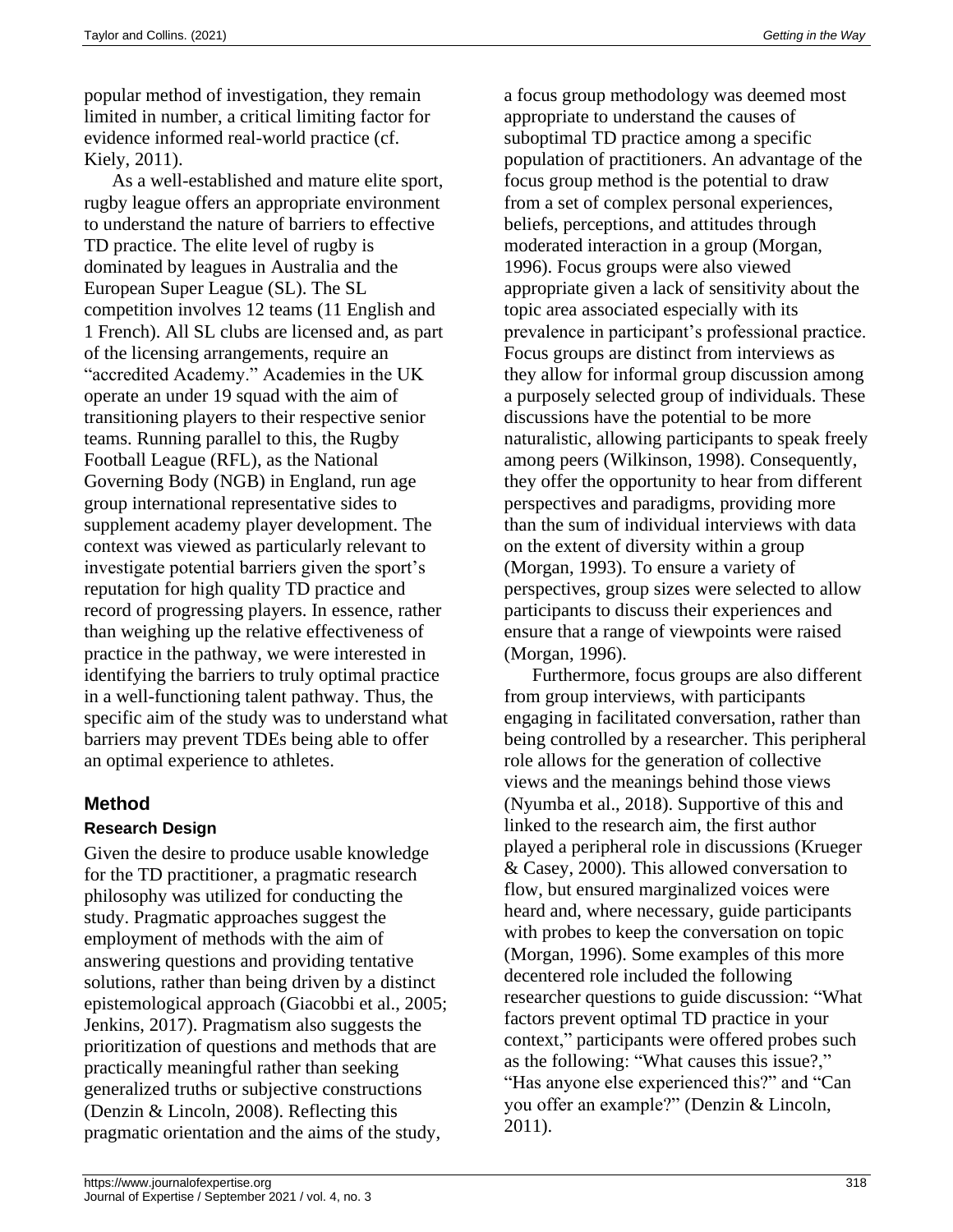popular method of investigation, they remain limited in number, a critical limiting factor for evidence informed real-world practice (cf. Kiely, 2011).

As a well-established and mature elite sport, rugby league offers an appropriate environment to understand the nature of barriers to effective TD practice. The elite level of rugby is dominated by leagues in Australia and the European Super League (SL). The SL competition involves 12 teams (11 English and 1 French). All SL clubs are licensed and, as part of the licensing arrangements, require an "accredited Academy." Academies in the UK operate an under 19 squad with the aim of transitioning players to their respective senior teams. Running parallel to this, the Rugby Football League (RFL), as the National Governing Body (NGB) in England, run age group international representative sides to supplement academy player development. The context was viewed as particularly relevant to investigate potential barriers given the sport's reputation for high quality TD practice and record of progressing players. In essence, rather than weighing up the relative effectiveness of practice in the pathway, we were interested in identifying the barriers to truly optimal practice in a well-functioning talent pathway. Thus, the specific aim of the study was to understand what barriers may prevent TDEs being able to offer an optimal experience to athletes.

## Method

### Research Design

Given the desire to produce usable knowledge for the TD practitioner, a pragmatic research philosophy was utilized for conducting the study. Pragmatic approaches suggest the employment of methods with the aim of answering questions and providing tentative solutions, rather than being driven by a distinct epistemological approach (Giacobbi et al., 2005; Jenkins, 2017). Pragmatism also suggests the prioritization of questions and methods that are practically meaningful rather than seeking generalized truths or subjective constructions (Denzin & Lincoln, 2008). Reflecting this pragmatic orientation and the aims of the study, a focus group methodology was deemed most appropriate to understand the causes of suboptimal TD practice among a specific population of practitioners. An advantage of the focus group method is the potential to draw from a set of complex personal experiences, beliefs, perceptions, and attitudes through moderated interaction in a group (Morgan, 1996). Focus groups were also viewed appropriate given a lack of sensitivity about the topic area associated especially with its prevalence in participant's professional practice. Focus groups are distinct from interviews as they allow for informal group discussion among a purposely selected group of individuals. These discussions have the potential to be more naturalistic, allowing participants to speak freely among peers (Wilkinson, 1998). Consequently, they offer the opportunity to hear from different perspectives and paradigms, providing more than the sum of individual interviews with data on the extent of diversity within a group (Morgan, 1993). To ensure a variety of perspectives, group sizes were selected to allow participants to discuss their experiences and ensure that a range of viewpoints were raised (Morgan, 1996).

Furthermore, focus groups are also different from group interviews, with participants engaging in facilitated conversation, rather than being controlled by a researcher. This peripheral role allows for the generation of collective views and the meanings behind those views (Nyumba et al., 2018). Supportive of this and linked to the research aim, the first author played a peripheral role in discussions (Krueger & Casey, 2000). This allowed conversation to flow, but ensured marginalized voices were heard and, where necessary, guide participants with probes to keep the conversation on topic (Morgan, 1996). Some examples of this more decentered role included the following researcher questions to guide discussion: "What factors prevent optimal TD practice in your context," participants were offered probes such as the following: "What causes this issue?," "Has anyone else experienced this?" and "Can you offer an example?" (Denzin & Lincoln, 2011).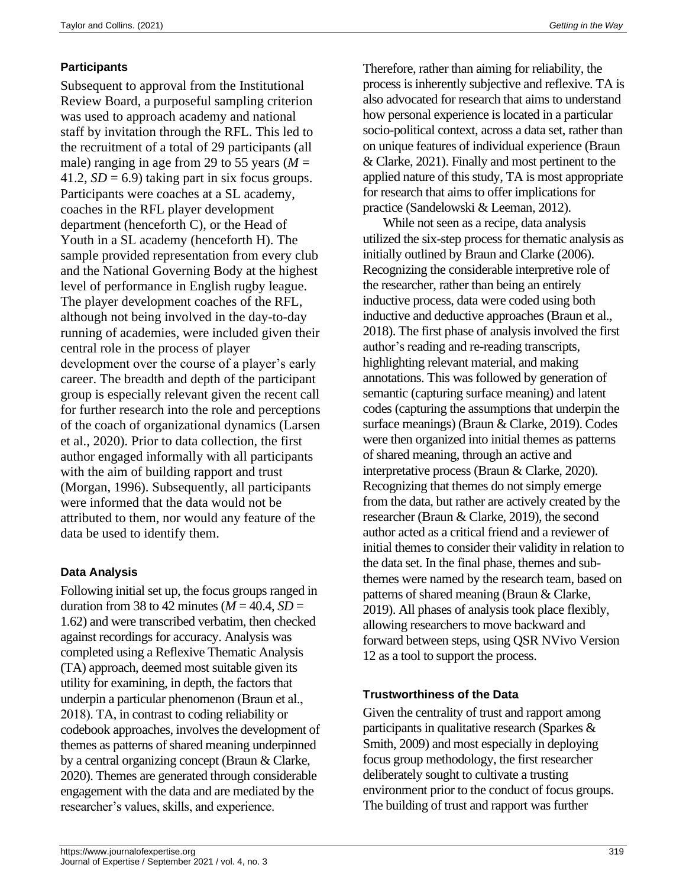### Participants

Subsequent to approval from the Institutional Review Board, a purposeful sampling criterion was used to approach academy and national staff by invitation through the RFL. This led to the recruitment of a total of 29 participants (all male) ranging in age from 29 to 55 years ($M$ = 41.2, $SD$ = 6.9) taking part in six focus groups. Participants were coaches at a SL academy, coaches in the RFL player development department (henceforth C), or the Head of Youth in a SL academy (henceforth H). The sample provided representation from every club and the National Governing Body at the highest level of performance in English rugby league. The player development coaches of the RFL, although not being involved in the day-to-day running of academies, were included given their central role in the process of player development over the course of a player's early career. The breadth and depth of the participant group is especially relevant given the recent call for further research into the role and perceptions of the coach of organizational dynamics (Larsen et al., 2020). Prior to data collection, the first author engaged informally with all participants with the aim of building rapport and trust (Morgan, 1996). Subsequently, all participants were informed that the data would not be attributed to them, nor would any feature of the data be used to identify them.

### Data Analysis

Following initial set up, the focus groups ranged in duration from 38 to 42 minutes ($M$ = 40.4, $SD$ = 1.62) and were transcribed verbatim, then checked against recordings for accuracy. Analysis was completed using a Reflexive Thematic Analysis (TA) approach, deemed most suitable given its utility for examining, in depth, the factors that underpin a particular phenomenon (Braun et al., 2018). TA, in contrast to coding reliability or codebook approaches, involves the development of themes as patterns of shared meaning underpinned by a central organizing concept (Braun & Clarke, 2020). Themes are generated through considerable engagement with the data and are mediated by the researcher's values, skills, and experience. Therefore, rather than aiming for reliability, the process is inherently subjective and reflexive. TA is also advocated for research that aims to understand how personal experience is located in a particular socio-political context, across a data set, rather than on unique features of individual experience (Braun & Clarke, 2021). Finally and most pertinent to the applied nature of this study, TA is most appropriate for research that aims to offer implications for practice (Sandelowski & Leeman, 2012).

While not seen as a recipe, data analysis utilized the six-step process for thematic analysis as initially outlined by Braun and Clarke (2006). Recognizing the considerable interpretive role of the researcher, rather than being an entirely inductive process, data were coded using both inductive and deductive approaches (Braun et al., 2018). The first phase of analysis involved the first author's reading and re-reading transcripts, highlighting relevant material, and making annotations. This was followed by generation of semantic (capturing surface meaning) and latent codes (capturing the assumptions that underpin the surface meanings) (Braun & Clarke, 2019). Codes were then organized into initial themes as patterns of shared meaning, through an active and interpretative process (Braun & Clarke, 2020). Recognizing that themes do not simply emerge from the data, but rather are actively created by the researcher (Braun & Clarke, 2019), the second author acted as a critical friend and a reviewer of initial themes to consider their validity in relation to the data set. In the final phase, themes and sub-themes were named by the research team, based on patterns of shared meaning (Braun & Clarke, 2019). All phases of analysis took place flexibly, allowing researchers to move backward and forward between steps, using QSR NVivo Version 12 as a tool to support the process.

### Trustworthiness of the Data

Given the centrality of trust and rapport among participants in qualitative research (Sparkes & Smith, 2009) and most especially in deploying focus group methodology, the first researcher deliberately sought to cultivate a trusting environment prior to the conduct of focus groups. The building of trust and rapport was further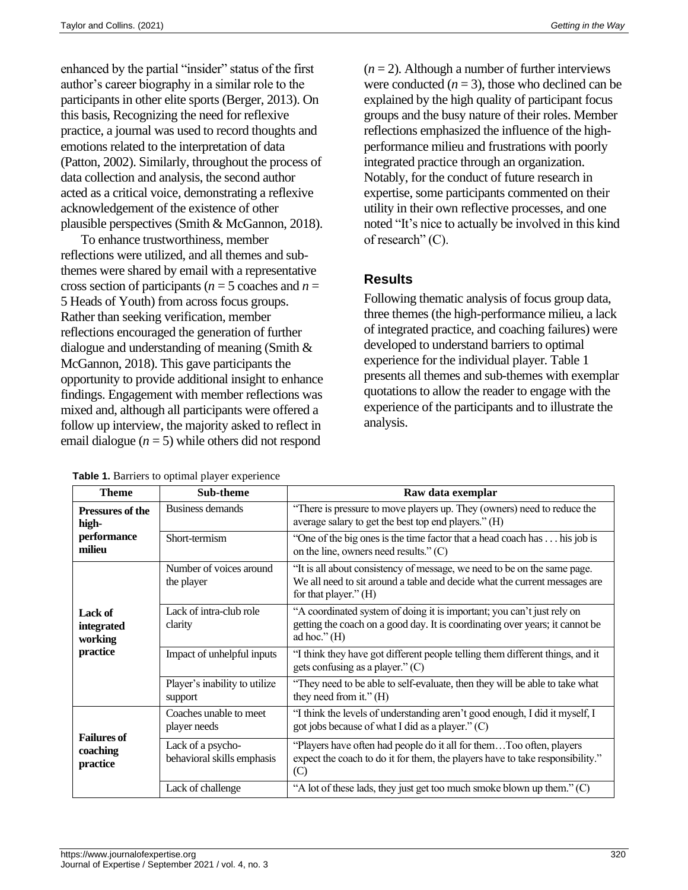enhanced by the partial "insider" status of the first author's career biography in a similar role to the participants in other elite sports (Berger, 2013). On this basis, Recognizing the need for reflexive practice, a journal was used to record thoughts and emotions related to the interpretation of data (Patton, 2002). Similarly, throughout the process of data collection and analysis, the second author acted as a critical voice, demonstrating a reflexive acknowledgement of the existence of other plausible perspectives (Smith & McGannon, 2018).

To enhance trustworthiness, member reflections were utilized, and all themes and sub-themes were shared by email with a representative cross section of participants (*n* = 5 coaches and *n* = 5 Heads of Youth) from across focus groups. Rather than seeking verification, member reflections encouraged the generation of further dialogue and understanding of meaning (Smith & McGannon, 2018). This gave participants the opportunity to provide additional insight to enhance findings. Engagement with member reflections was mixed and, although all participants were offered a follow up interview, the majority asked to reflect in email dialogue (*n* = 5) while others did not respond (*n* = 2). Although a number of further interviews were conducted (*n* = 3), those who declined can be explained by the high quality of participant focus groups and the busy nature of their roles. Member reflections emphasized the influence of the high-performance milieu and frustrations with poorly integrated practice through an organization. Notably, for the conduct of future research in expertise, some participants commented on their utility in their own reflective processes, and one noted "It's nice to actually be involved in this kind of research" (C).

## Results

Following thematic analysis of focus group data, three themes (the high-performance milieu, a lack of integrated practice, and coaching failures) were developed to understand barriers to optimal experience for the individual player. Table 1 presents all themes and sub-themes with exemplar quotations to allow the reader to engage with the experience of the participants and to illustrate the analysis.

**Table 1.** Barriers to optimal player experience

| Theme | Sub-theme | Raw data exemplar |
|---|---|---|
| **Pressures of the high-performance milieu** | Business demands | "There is pressure to move players up. They (owners) need to reduce the average salary to get the best top end players." (H) |
| | Short-termism | "One of the big ones is the time factor that a head coach has . . . his job is on the line, owners need results." (C) |
| **Lack of integrated working practice** | Number of voices around the player | "It is all about consistency of message, we need to be on the same page. We all need to sit around a table and decide what the current messages are for that player." (H) |
| | Lack of intra-club role clarity | "A coordinated system of doing it is important; you can't just rely on getting the coach on a good day. It is coordinating over years; it cannot be ad hoc." (H) |
| | Impact of unhelpful inputs | "I think they have got different people telling them different things, and it gets confusing as a player." (C) |
| | Player's inability to utilize support | "They need to be able to self-evaluate, then they will be able to take what they need from it." (H) |
| **Failures of coaching practice** | Coaches unable to meet player needs | "I think the levels of understanding aren't good enough, I did it myself, I got jobs because of what I did as a player." (C) |
| | Lack of a psycho-behavioral skills emphasis | "Players have often had people do it all for them…Too often, players expect the coach to do it for them, the players have to take responsibility." (C) |
| | Lack of challenge | "A lot of these lads, they just get too much smoke blown up them." (C) |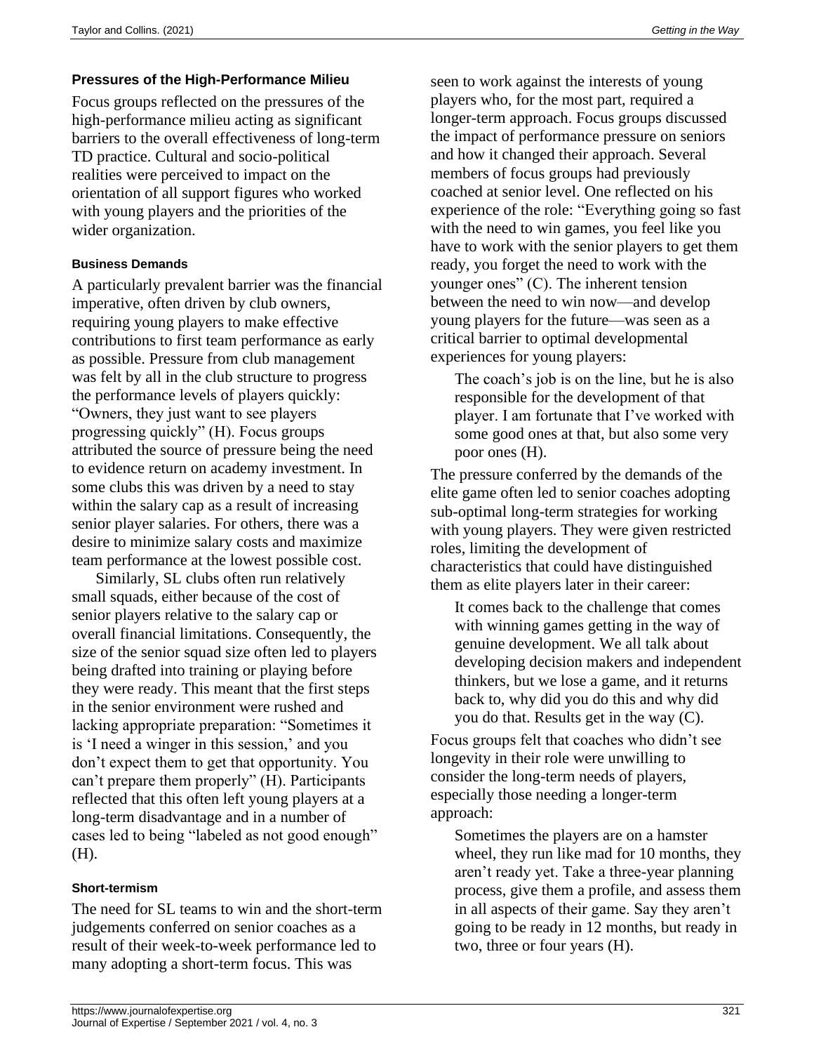### Pressures of the High-Performance Milieu

Focus groups reflected on the pressures of the high-performance milieu acting as significant barriers to the overall effectiveness of long-term TD practice. Cultural and socio-political realities were perceived to impact on the orientation of all support figures who worked with young players and the priorities of the wider organization.

#### Business Demands

A particularly prevalent barrier was the financial imperative, often driven by club owners, requiring young players to make effective contributions to first team performance as early as possible. Pressure from club management was felt by all in the club structure to progress the performance levels of players quickly: "Owners, they just want to see players progressing quickly" (H). Focus groups attributed the source of pressure being the need to evidence return on academy investment. In some clubs this was driven by a need to stay within the salary cap as a result of increasing senior player salaries. For others, there was a desire to minimize salary costs and maximize team performance at the lowest possible cost.

Similarly, SL clubs often run relatively small squads, either because of the cost of senior players relative to the salary cap or overall financial limitations. Consequently, the size of the senior squad size often led to players being drafted into training or playing before they were ready. This meant that the first steps in the senior environment were rushed and lacking appropriate preparation: "Sometimes it is 'I need a winger in this session,' and you don't expect them to get that opportunity. You can't prepare them properly" (H). Participants reflected that this often left young players at a long-term disadvantage and in a number of cases led to being "labeled as not good enough" (H).

#### Short-termism

The need for SL teams to win and the short-term judgements conferred on senior coaches as a result of their week-to-week performance led to many adopting a short-term focus. This was seen to work against the interests of young players who, for the most part, required a longer-term approach. Focus groups discussed the impact of performance pressure on seniors and how it changed their approach. Several members of focus groups had previously coached at senior level. One reflected on his experience of the role: "Everything going so fast with the need to win games, you feel like you have to work with the senior players to get them ready, you forget the need to work with the younger ones" (C). The inherent tension between the need to win now—and develop young players for the future—was seen as a critical barrier to optimal developmental experiences for young players:

> The coach's job is on the line, but he is also responsible for the development of that player. I am fortunate that I've worked with some good ones at that, but also some very poor ones (H).

The pressure conferred by the demands of the elite game often led to senior coaches adopting sub-optimal long-term strategies for working with young players. They were given restricted roles, limiting the development of characteristics that could have distinguished them as elite players later in their career:

> It comes back to the challenge that comes with winning games getting in the way of genuine development. We all talk about developing decision makers and independent thinkers, but we lose a game, and it returns back to, why did you do this and why did you do that. Results get in the way (C).

Focus groups felt that coaches who didn't see longevity in their role were unwilling to consider the long-term needs of players, especially those needing a longer-term approach:

> Sometimes the players are on a hamster wheel, they run like mad for 10 months, they aren't ready yet. Take a three-year planning process, give them a profile, and assess them in all aspects of their game. Say they aren't going to be ready in 12 months, but ready in two, three or four years (H).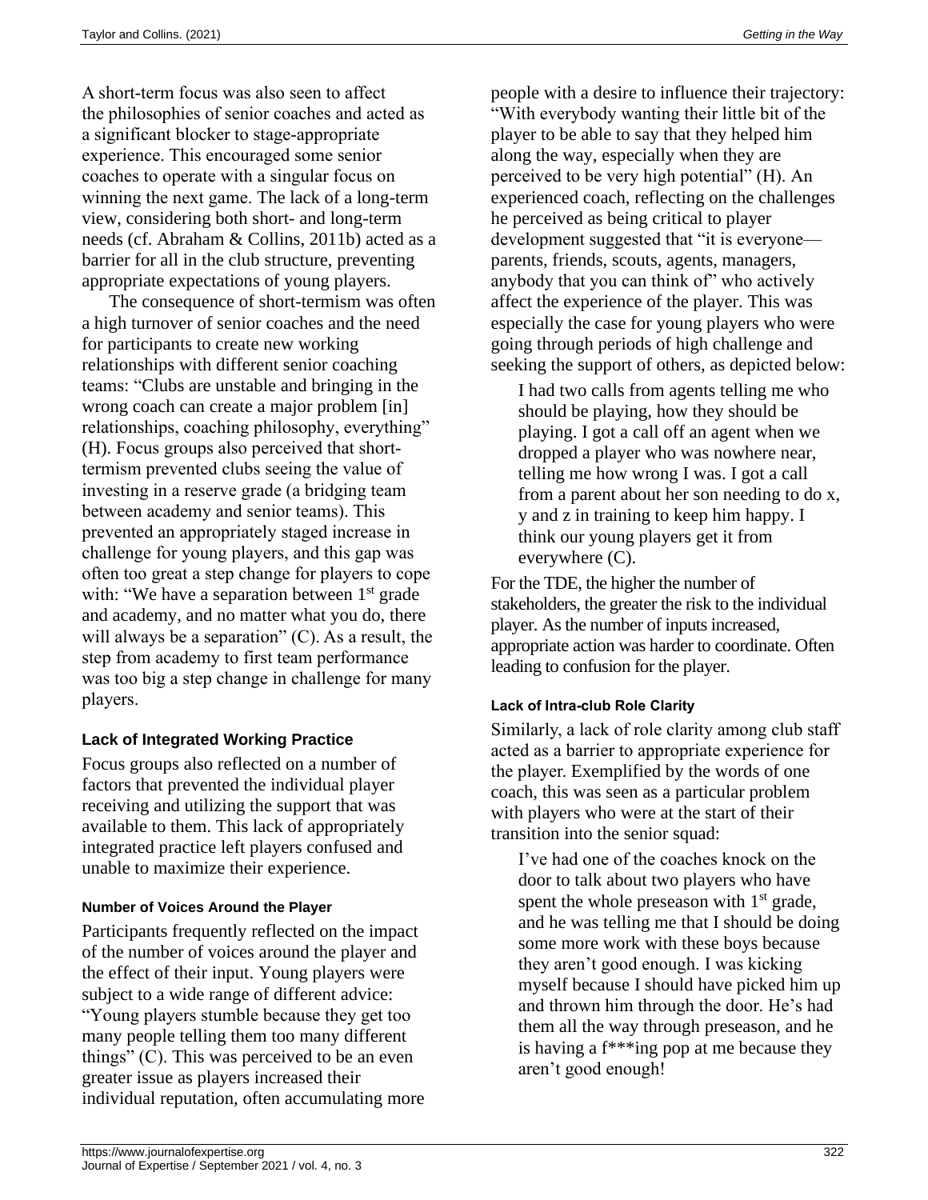A short-term focus was also seen to affect the philosophies of senior coaches and acted as a significant blocker to stage-appropriate experience. This encouraged some senior coaches to operate with a singular focus on winning the next game. The lack of a long-term view, considering both short- and long-term needs (cf. Abraham & Collins, 2011b) acted as a barrier for all in the club structure, preventing appropriate expectations of young players.

The consequence of short-termism was often a high turnover of senior coaches and the need for participants to create new working relationships with different senior coaching teams: "Clubs are unstable and bringing in the wrong coach can create a major problem [in] relationships, coaching philosophy, everything" (H). Focus groups also perceived that short-termism prevented clubs seeing the value of investing in a reserve grade (a bridging team between academy and senior teams). This prevented an appropriately staged increase in challenge for young players, and this gap was often too great a step change for players to cope with: "We have a separation between 1st grade and academy, and no matter what you do, there will always be a separation" (C). As a result, the step from academy to first team performance was too big a step change in challenge for many players.

### Lack of Integrated Working Practice

Focus groups also reflected on a number of factors that prevented the individual player receiving and utilizing the support that was available to them. This lack of appropriately integrated practice left players confused and unable to maximize their experience.

#### Number of Voices Around the Player

Participants frequently reflected on the impact of the number of voices around the player and the effect of their input. Young players were subject to a wide range of different advice: "Young players stumble because they get too many people telling them too many different things" (C). This was perceived to be an even greater issue as players increased their individual reputation, often accumulating more people with a desire to influence their trajectory: "With everybody wanting their little bit of the player to be able to say that they helped him along the way, especially when they are perceived to be very high potential" (H). An experienced coach, reflecting on the challenges he perceived as being critical to player development suggested that "it is everyone—parents, friends, scouts, agents, managers, anybody that you can think of" who actively affect the experience of the player. This was especially the case for young players who were going through periods of high challenge and seeking the support of others, as depicted below:

> I had two calls from agents telling me who should be playing, how they should be playing. I got a call off an agent when we dropped a player who was nowhere near, telling me how wrong I was. I got a call from a parent about her son needing to do x, y and z in training to keep him happy. I think our young players get it from everywhere (C).

For the TDE, the higher the number of stakeholders, the greater the risk to the individual player. As the number of inputs increased, appropriate action was harder to coordinate. Often leading to confusion for the player.

#### Lack of Intra-club Role Clarity

Similarly, a lack of role clarity among club staff acted as a barrier to appropriate experience for the player. Exemplified by the words of one coach, this was seen as a particular problem with players who were at the start of their transition into the senior squad:

> I've had one of the coaches knock on the door to talk about two players who have spent the whole preseason with 1st grade, and he was telling me that I should be doing some more work with these boys because they aren't good enough. I was kicking myself because I should have picked him up and thrown him through the door. He's had them all the way through preseason, and he is having a f***ing pop at me because they aren't good enough!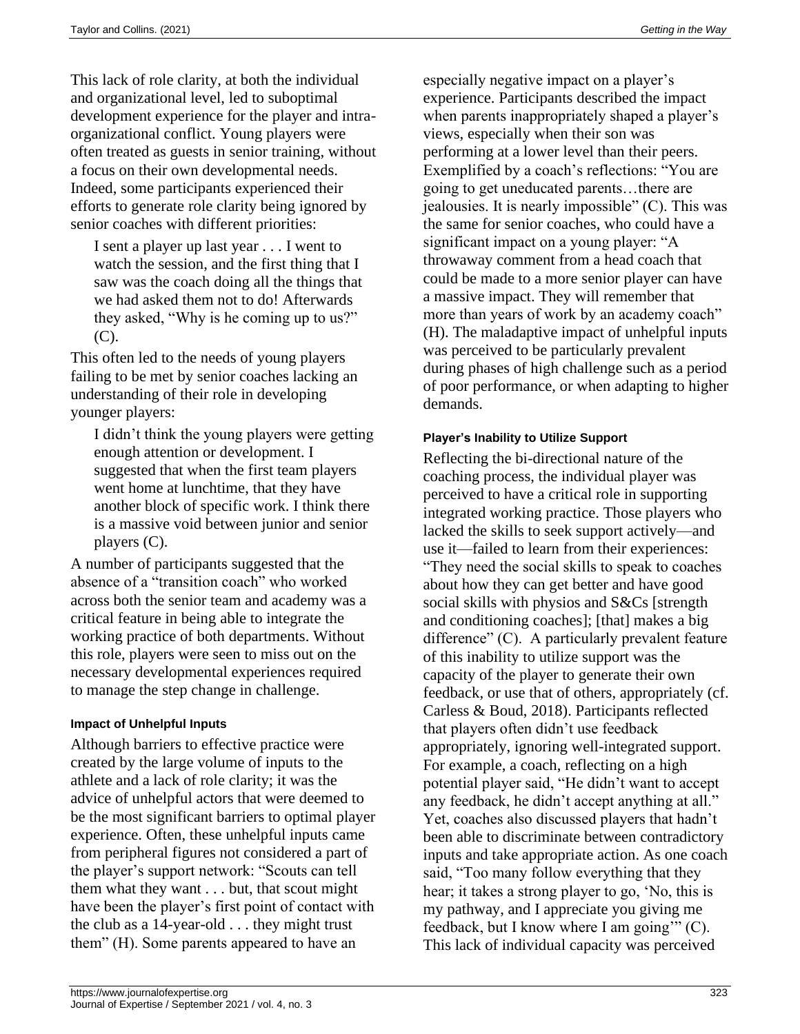This lack of role clarity, at both the individual and organizational level, led to suboptimal development experience for the player and intra-organizational conflict. Young players were often treated as guests in senior training, without a focus on their own developmental needs. Indeed, some participants experienced their efforts to generate role clarity being ignored by senior coaches with different priorities:

> I sent a player up last year . . . I went to watch the session, and the first thing that I saw was the coach doing all the things that we had asked them not to do! Afterwards they asked, "Why is he coming up to us?" (C).

This often led to the needs of young players failing to be met by senior coaches lacking an understanding of their role in developing younger players:

> I didn't think the young players were getting enough attention or development. I suggested that when the first team players went home at lunchtime, that they have another block of specific work. I think there is a massive void between junior and senior players (C).

A number of participants suggested that the absence of a "transition coach" who worked across both the senior team and academy was a critical feature in being able to integrate the working practice of both departments. Without this role, players were seen to miss out on the necessary developmental experiences required to manage the step change in challenge.

#### Impact of Unhelpful Inputs

Although barriers to effective practice were created by the large volume of inputs to the athlete and a lack of role clarity; it was the advice of unhelpful actors that were deemed to be the most significant barriers to optimal player experience. Often, these unhelpful inputs came from peripheral figures not considered a part of the player's support network: "Scouts can tell them what they want . . . but, that scout might have been the player's first point of contact with the club as a 14-year-old . . . they might trust them" (H). Some parents appeared to have an especially negative impact on a player's experience. Participants described the impact when parents inappropriately shaped a player's views, especially when their son was performing at a lower level than their peers. Exemplified by a coach's reflections: "You are going to get uneducated parents…there are jealousies. It is nearly impossible" (C). This was the same for senior coaches, who could have a significant impact on a young player: "A throwaway comment from a head coach that could be made to a more senior player can have a massive impact. They will remember that more than years of work by an academy coach" (H). The maladaptive impact of unhelpful inputs was perceived to be particularly prevalent during phases of high challenge such as a period of poor performance, or when adapting to higher demands.

#### Player's Inability to Utilize Support

Reflecting the bi-directional nature of the coaching process, the individual player was perceived to have a critical role in supporting integrated working practice. Those players who lacked the skills to seek support actively—and use it—failed to learn from their experiences: "They need the social skills to speak to coaches about how they can get better and have good social skills with physios and S&Cs [strength and conditioning coaches]; [that] makes a big difference" (C). A particularly prevalent feature of this inability to utilize support was the capacity of the player to generate their own feedback, or use that of others, appropriately (cf. Carless & Boud, 2018). Participants reflected that players often didn't use feedback appropriately, ignoring well-integrated support. For example, a coach, reflecting on a high potential player said, "He didn't want to accept any feedback, he didn't accept anything at all." Yet, coaches also discussed players that hadn't been able to discriminate between contradictory inputs and take appropriate action. As one coach said, "Too many follow everything that they hear; it takes a strong player to go, 'No, this is my pathway, and I appreciate you giving me feedback, but I know where I am going'" (C). This lack of individual capacity was perceived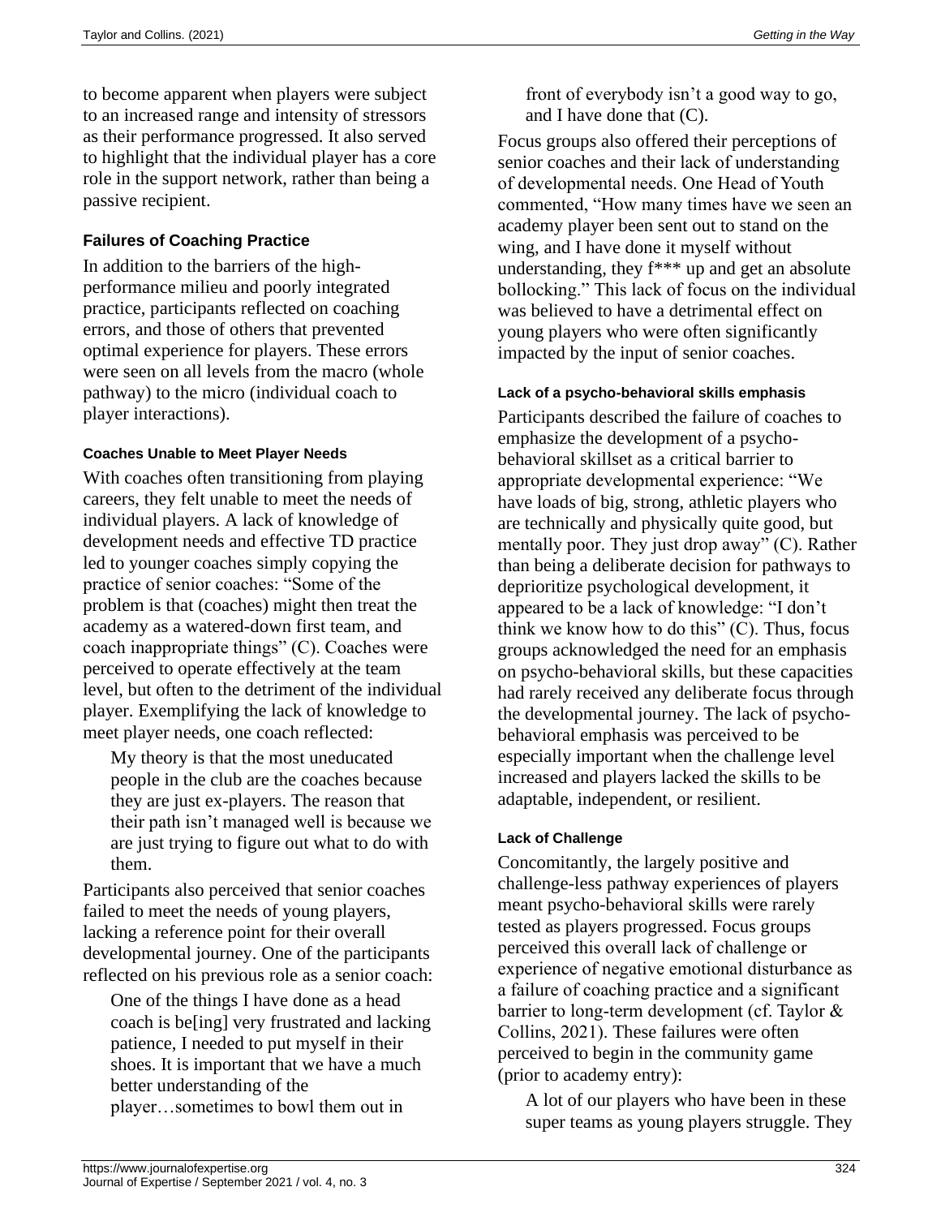to become apparent when players were subject to an increased range and intensity of stressors as their performance progressed. It also served to highlight that the individual player has a core role in the support network, rather than being a passive recipient.

### Failures of Coaching Practice

In addition to the barriers of the high-performance milieu and poorly integrated practice, participants reflected on coaching errors, and those of others that prevented optimal experience for players. These errors were seen on all levels from the macro (whole pathway) to the micro (individual coach to player interactions).

#### Coaches Unable to Meet Player Needs

With coaches often transitioning from playing careers, they felt unable to meet the needs of individual players. A lack of knowledge of development needs and effective TD practice led to younger coaches simply copying the practice of senior coaches: "Some of the problem is that (coaches) might then treat the academy as a watered-down first team, and coach inappropriate things" (C). Coaches were perceived to operate effectively at the team level, but often to the detriment of the individual player. Exemplifying the lack of knowledge to meet player needs, one coach reflected:

> My theory is that the most uneducated people in the club are the coaches because they are just ex-players. The reason that their path isn't managed well is because we are just trying to figure out what to do with them.

Participants also perceived that senior coaches failed to meet the needs of young players, lacking a reference point for their overall developmental journey. One of the participants reflected on his previous role as a senior coach:

> One of the things I have done as a head coach is be[ing] very frustrated and lacking patience, I needed to put myself in their shoes. It is important that we have a much better understanding of the player…sometimes to bowl them out in front of everybody isn't a good way to go, and I have done that (C).

Focus groups also offered their perceptions of senior coaches and their lack of understanding of developmental needs. One Head of Youth commented, "How many times have we seen an academy player been sent out to stand on the wing, and I have done it myself without understanding, they f*** up and get an absolute bollocking." This lack of focus on the individual was believed to have a detrimental effect on young players who were often significantly impacted by the input of senior coaches.

#### Lack of a psycho-behavioral skills emphasis

Participants described the failure of coaches to emphasize the development of a psycho-behavioral skillset as a critical barrier to appropriate developmental experience: "We have loads of big, strong, athletic players who are technically and physically quite good, but mentally poor. They just drop away" (C). Rather than being a deliberate decision for pathways to deprioritize psychological development, it appeared to be a lack of knowledge: "I don't think we know how to do this" (C). Thus, focus groups acknowledged the need for an emphasis on psycho-behavioral skills, but these capacities had rarely received any deliberate focus through the developmental journey. The lack of psycho-behavioral emphasis was perceived to be especially important when the challenge level increased and players lacked the skills to be adaptable, independent, or resilient.

#### Lack of Challenge

Concomitantly, the largely positive and challenge-less pathway experiences of players meant psycho-behavioral skills were rarely tested as players progressed. Focus groups perceived this overall lack of challenge or experience of negative emotional disturbance as a failure of coaching practice and a significant barrier to long-term development (cf. Taylor & Collins, 2021). These failures were often perceived to begin in the community game (prior to academy entry):

> A lot of our players who have been in these super teams as young players struggle. They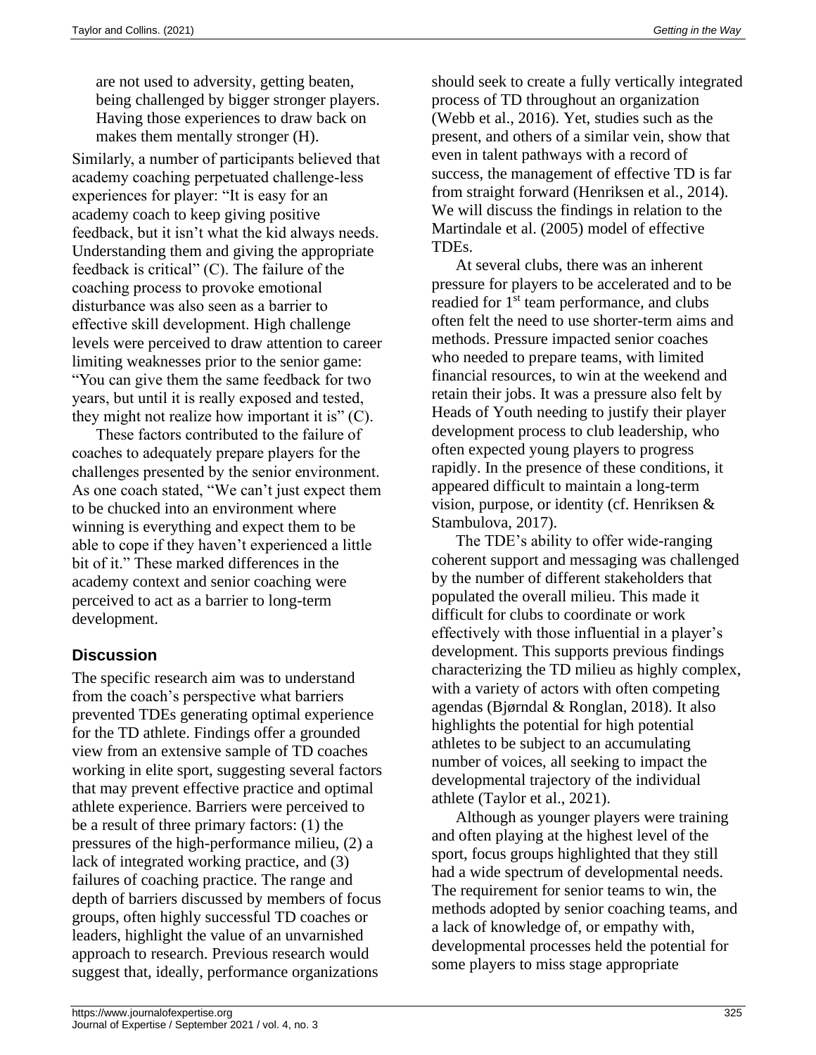are not used to adversity, getting beaten, being challenged by bigger stronger players. Having those experiences to draw back on makes them mentally stronger (H).

Similarly, a number of participants believed that academy coaching perpetuated challenge-less experiences for player: "It is easy for an academy coach to keep giving positive feedback, but it isn't what the kid always needs. Understanding them and giving the appropriate feedback is critical" (C). The failure of the coaching process to provoke emotional disturbance was also seen as a barrier to effective skill development. High challenge levels were perceived to draw attention to career limiting weaknesses prior to the senior game: "You can give them the same feedback for two years, but until it is really exposed and tested, they might not realize how important it is" (C).

These factors contributed to the failure of coaches to adequately prepare players for the challenges presented by the senior environment. As one coach stated, "We can't just expect them to be chucked into an environment where winning is everything and expect them to be able to cope if they haven't experienced a little bit of it." These marked differences in the academy context and senior coaching were perceived to act as a barrier to long-term development.

## Discussion

The specific research aim was to understand from the coach's perspective what barriers prevented TDEs generating optimal experience for the TD athlete. Findings offer a grounded view from an extensive sample of TD coaches working in elite sport, suggesting several factors that may prevent effective practice and optimal athlete experience. Barriers were perceived to be a result of three primary factors: (1) the pressures of the high-performance milieu, (2) a lack of integrated working practice, and (3) failures of coaching practice. The range and depth of barriers discussed by members of focus groups, often highly successful TD coaches or leaders, highlight the value of an unvarnished approach to research. Previous research would suggest that, ideally, performance organizations should seek to create a fully vertically integrated process of TD throughout an organization (Webb et al., 2016). Yet, studies such as the present, and others of a similar vein, show that even in talent pathways with a record of success, the management of effective TD is far from straight forward (Henriksen et al., 2014). We will discuss the findings in relation to the Martindale et al. (2005) model of effective TDEs.

At several clubs, there was an inherent pressure for players to be accelerated and to be readied for 1st team performance, and clubs often felt the need to use shorter-term aims and methods. Pressure impacted senior coaches who needed to prepare teams, with limited financial resources, to win at the weekend and retain their jobs. It was a pressure also felt by Heads of Youth needing to justify their player development process to club leadership, who often expected young players to progress rapidly. In the presence of these conditions, it appeared difficult to maintain a long-term vision, purpose, or identity (cf. Henriksen & Stambulova, 2017).

The TDE's ability to offer wide-ranging coherent support and messaging was challenged by the number of different stakeholders that populated the overall milieu. This made it difficult for clubs to coordinate or work effectively with those influential in a player's development. This supports previous findings characterizing the TD milieu as highly complex, with a variety of actors with often competing agendas (Bjørndal & Ronglan, 2018). It also highlights the potential for high potential athletes to be subject to an accumulating number of voices, all seeking to impact the developmental trajectory of the individual athlete (Taylor et al., 2021).

Although as younger players were training and often playing at the highest level of the sport, focus groups highlighted that they still had a wide spectrum of developmental needs. The requirement for senior teams to win, the methods adopted by senior coaching teams, and a lack of knowledge of, or empathy with, developmental processes held the potential for some players to miss stage appropriate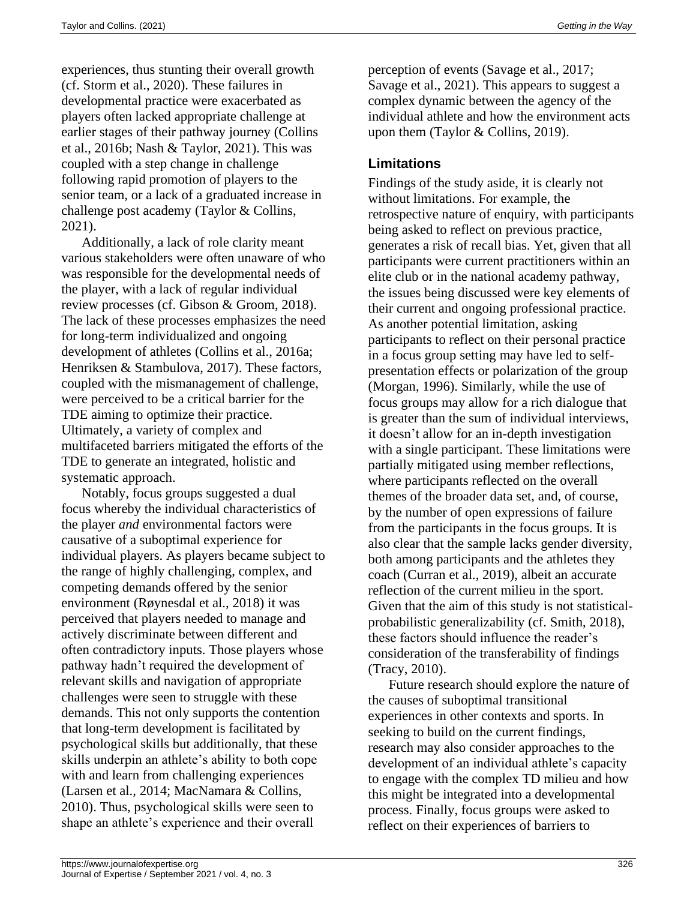experiences, thus stunting their overall growth (cf. Storm et al., 2020). These failures in developmental practice were exacerbated as players often lacked appropriate challenge at earlier stages of their pathway journey (Collins et al., 2016b; Nash & Taylor, 2021). This was coupled with a step change in challenge following rapid promotion of players to the senior team, or a lack of a graduated increase in challenge post academy (Taylor & Collins, 2021).

Additionally, a lack of role clarity meant various stakeholders were often unaware of who was responsible for the developmental needs of the player, with a lack of regular individual review processes (cf. Gibson & Groom, 2018). The lack of these processes emphasizes the need for long-term individualized and ongoing development of athletes (Collins et al., 2016a; Henriksen & Stambulova, 2017). These factors, coupled with the mismanagement of challenge, were perceived to be a critical barrier for the TDE aiming to optimize their practice. Ultimately, a variety of complex and multifaceted barriers mitigated the efforts of the TDE to generate an integrated, holistic and systematic approach.

Notably, focus groups suggested a dual focus whereby the individual characteristics of the player *and* environmental factors were causative of a suboptimal experience for individual players. As players became subject to the range of highly challenging, complex, and competing demands offered by the senior environment (Røynesdal et al., 2018) it was perceived that players needed to manage and actively discriminate between different and often contradictory inputs. Those players whose pathway hadn't required the development of relevant skills and navigation of appropriate challenges were seen to struggle with these demands. This not only supports the contention that long-term development is facilitated by psychological skills but additionally, that these skills underpin an athlete's ability to both cope with and learn from challenging experiences (Larsen et al., 2014; MacNamara & Collins, 2010). Thus, psychological skills were seen to shape an athlete's experience and their overall perception of events (Savage et al., 2017; Savage et al., 2021). This appears to suggest a complex dynamic between the agency of the individual athlete and how the environment acts upon them (Taylor & Collins, 2019).

## Limitations

Findings of the study aside, it is clearly not without limitations. For example, the retrospective nature of enquiry, with participants being asked to reflect on previous practice, generates a risk of recall bias. Yet, given that all participants were current practitioners within an elite club or in the national academy pathway, the issues being discussed were key elements of their current and ongoing professional practice. As another potential limitation, asking participants to reflect on their personal practice in a focus group setting may have led to self-presentation effects or polarization of the group (Morgan, 1996). Similarly, while the use of focus groups may allow for a rich dialogue that is greater than the sum of individual interviews, it doesn't allow for an in-depth investigation with a single participant. These limitations were partially mitigated using member reflections, where participants reflected on the overall themes of the broader data set, and, of course, by the number of open expressions of failure from the participants in the focus groups. It is also clear that the sample lacks gender diversity, both among participants and the athletes they coach (Curran et al., 2019), albeit an accurate reflection of the current milieu in the sport. Given that the aim of this study is not statistical-probabilistic generalizability (cf. Smith, 2018), these factors should influence the reader's consideration of the transferability of findings (Tracy, 2010).

Future research should explore the nature of the causes of suboptimal transitional experiences in other contexts and sports. In seeking to build on the current findings, research may also consider approaches to the development of an individual athlete's capacity to engage with the complex TD milieu and how this might be integrated into a developmental process. Finally, focus groups were asked to reflect on their experiences of barriers to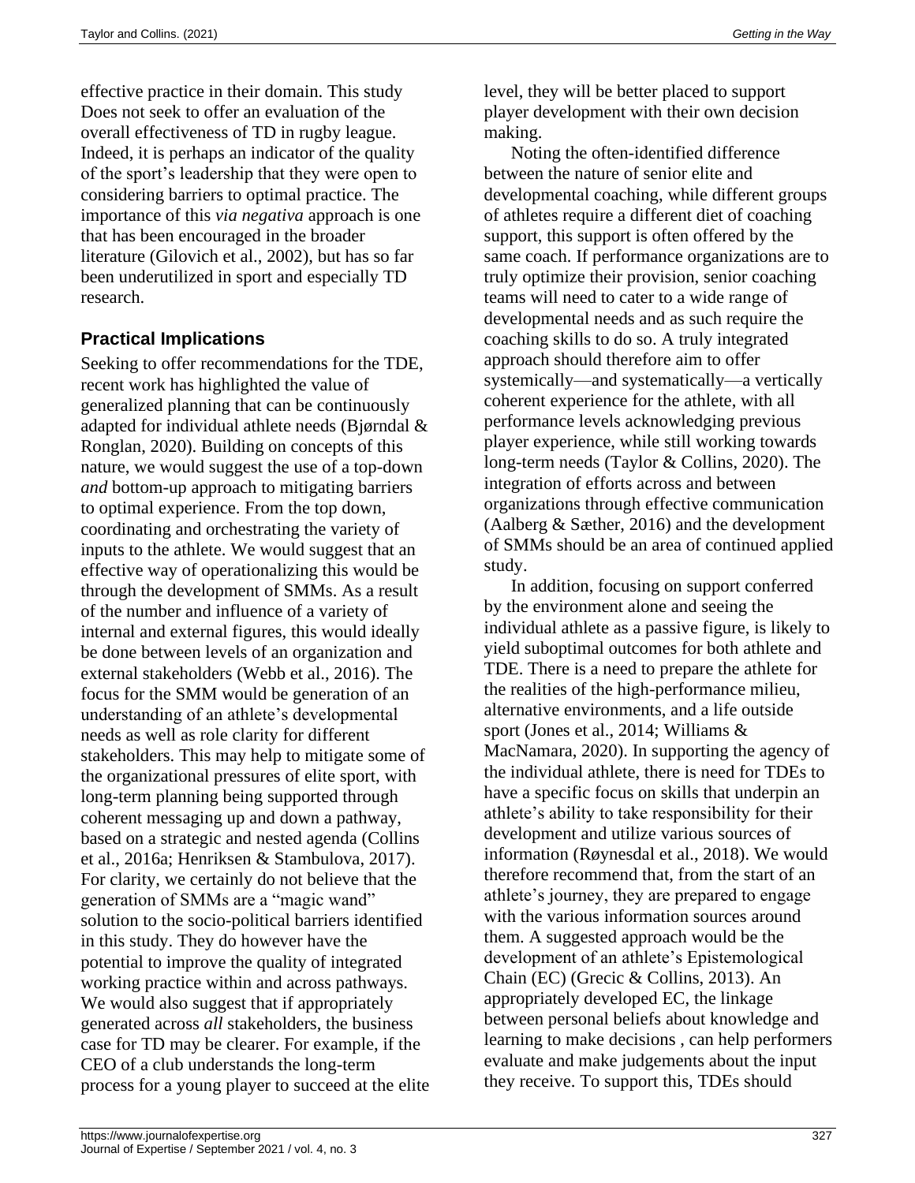effective practice in their domain. This study Does not seek to offer an evaluation of the overall effectiveness of TD in rugby league. Indeed, it is perhaps an indicator of the quality of the sport's leadership that they were open to considering barriers to optimal practice. The importance of this *via negativa* approach is one that has been encouraged in the broader literature (Gilovich et al., 2002), but has so far been underutilized in sport and especially TD research.

## Practical Implications

Seeking to offer recommendations for the TDE, recent work has highlighted the value of generalized planning that can be continuously adapted for individual athlete needs (Bjørndal & Ronglan, 2020). Building on concepts of this nature, we would suggest the use of a top-down *and* bottom-up approach to mitigating barriers to optimal experience. From the top down, coordinating and orchestrating the variety of inputs to the athlete. We would suggest that an effective way of operationalizing this would be through the development of SMMs. As a result of the number and influence of a variety of internal and external figures, this would ideally be done between levels of an organization and external stakeholders (Webb et al., 2016). The focus for the SMM would be generation of an understanding of an athlete's developmental needs as well as role clarity for different stakeholders. This may help to mitigate some of the organizational pressures of elite sport, with long-term planning being supported through coherent messaging up and down a pathway, based on a strategic and nested agenda (Collins et al., 2016a; Henriksen & Stambulova, 2017). For clarity, we certainly do not believe that the generation of SMMs are a "magic wand" solution to the socio-political barriers identified in this study. They do however have the potential to improve the quality of integrated working practice within and across pathways. We would also suggest that if appropriately generated across *all* stakeholders, the business case for TD may be clearer. For example, if the CEO of a club understands the long-term process for a young player to succeed at the elite level, they will be better placed to support player development with their own decision making.

Noting the often-identified difference between the nature of senior elite and developmental coaching, while different groups of athletes require a different diet of coaching support, this support is often offered by the same coach. If performance organizations are to truly optimize their provision, senior coaching teams will need to cater to a wide range of developmental needs and as such require the coaching skills to do so. A truly integrated approach should therefore aim to offer systemically—and systematically—a vertically coherent experience for the athlete, with all performance levels acknowledging previous player experience, while still working towards long-term needs (Taylor & Collins, 2020). The integration of efforts across and between organizations through effective communication (Aalberg & Sæther, 2016) and the development of SMMs should be an area of continued applied study.

In addition, focusing on support conferred by the environment alone and seeing the individual athlete as a passive figure, is likely to yield suboptimal outcomes for both athlete and TDE. There is a need to prepare the athlete for the realities of the high-performance milieu, alternative environments, and a life outside sport (Jones et al., 2014; Williams & MacNamara, 2020). In supporting the agency of the individual athlete, there is need for TDEs to have a specific focus on skills that underpin an athlete's ability to take responsibility for their development and utilize various sources of information (Røynesdal et al., 2018). We would therefore recommend that, from the start of an athlete's journey, they are prepared to engage with the various information sources around them. A suggested approach would be the development of an athlete's Epistemological Chain (EC) (Grecic & Collins, 2013). An appropriately developed EC, the linkage between personal beliefs about knowledge and learning to make decisions , can help performers evaluate and make judgements about the input they receive. To support this, TDEs should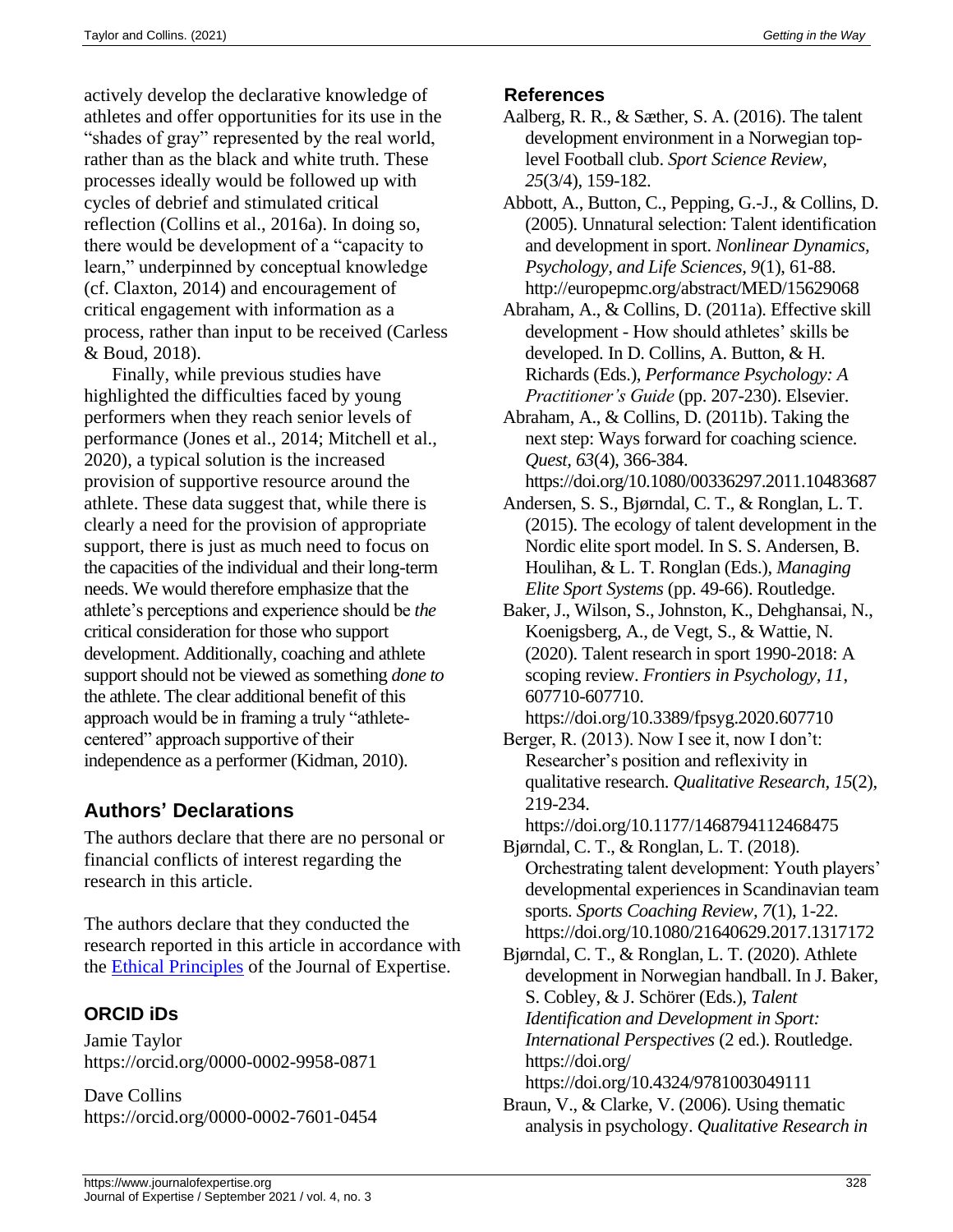actively develop the declarative knowledge of athletes and offer opportunities for its use in the "shades of gray" represented by the real world, rather than as the black and white truth. These processes ideally would be followed up with cycles of debrief and stimulated critical reflection (Collins et al., 2016a). In doing so, there would be development of a "capacity to learn," underpinned by conceptual knowledge (cf. Claxton, 2014) and encouragement of critical engagement with information as a process, rather than input to be received (Carless & Boud, 2018).

Finally, while previous studies have highlighted the difficulties faced by young performers when they reach senior levels of performance (Jones et al., 2014; Mitchell et al., 2020), a typical solution is the increased provision of supportive resource around the athlete. These data suggest that, while there is clearly a need for the provision of appropriate support, there is just as much need to focus on the capacities of the individual and their long-term needs. We would therefore emphasize that the athlete's perceptions and experience should be *the* critical consideration for those who support development. Additionally, coaching and athlete support should not be viewed as something *done to* the athlete. The clear additional benefit of this approach would be in framing a truly "athlete-centered" approach supportive of their independence as a performer (Kidman, 2010).

## Authors' Declarations

The authors declare that there are no personal or financial conflicts of interest regarding the research in this article.

The authors declare that they conducted the research reported in this article in accordance with the Ethical Principles of the Journal of Expertise.

### ORCID iDs

Jamie Taylor
https://orcid.org/0000-0002-9958-0871

Dave Collins
https://orcid.org/0000-0002-7601-0454

## References

Aalberg, R. R., & Sæther, S. A. (2016). The talent development environment in a Norwegian top-level Football club. *Sport Science Review, 25*(3/4), 159-182.

Abbott, A., Button, C., Pepping, G.-J., & Collins, D. (2005). Unnatural selection: Talent identification and development in sport. *Nonlinear Dynamics, Psychology, and Life Sciences, 9*(1), 61-88. http://europepmc.org/abstract/MED/15629068

Abraham, A., & Collins, D. (2011a). Effective skill development - How should athletes' skills be developed. In D. Collins, A. Button, & H. Richards (Eds.), *Performance Psychology: A Practitioner's Guide* (pp. 207-230). Elsevier.

Abraham, A., & Collins, D. (2011b). Taking the next step: Ways forward for coaching science. *Quest, 63*(4), 366-384. https://doi.org/10.1080/00336297.2011.10483687

Andersen, S. S., Bjørndal, C. T., & Ronglan, L. T. (2015). The ecology of talent development in the Nordic elite sport model. In S. S. Andersen, B. Houlihan, & L. T. Ronglan (Eds.), *Managing Elite Sport Systems* (pp. 49-66). Routledge.

Baker, J., Wilson, S., Johnston, K., Dehghansai, N., Koenigsberg, A., de Vegt, S., & Wattie, N. (2020). Talent research in sport 1990-2018: A scoping review. *Frontiers in Psychology, 11*, 607710-607710. https://doi.org/10.3389/fpsyg.2020.607710

Berger, R. (2013). Now I see it, now I don't: Researcher's position and reflexivity in qualitative research. *Qualitative Research, 15*(2), 219-234. https://doi.org/10.1177/1468794112468475

Bjørndal, C. T., & Ronglan, L. T. (2018). Orchestrating talent development: Youth players' developmental experiences in Scandinavian team sports. *Sports Coaching Review, 7*(1), 1-22. https://doi.org/10.1080/21640629.2017.1317172

Bjørndal, C. T., & Ronglan, L. T. (2020). Athlete development in Norwegian handball. In J. Baker, S. Cobley, & J. Schörer (Eds.), *Talent Identification and Development in Sport: International Perspectives* (2 ed.). Routledge. https://doi.org/ https://doi.org/10.4324/9781003049111

Braun, V., & Clarke, V. (2006). Using thematic analysis in psychology. *Qualitative Research in*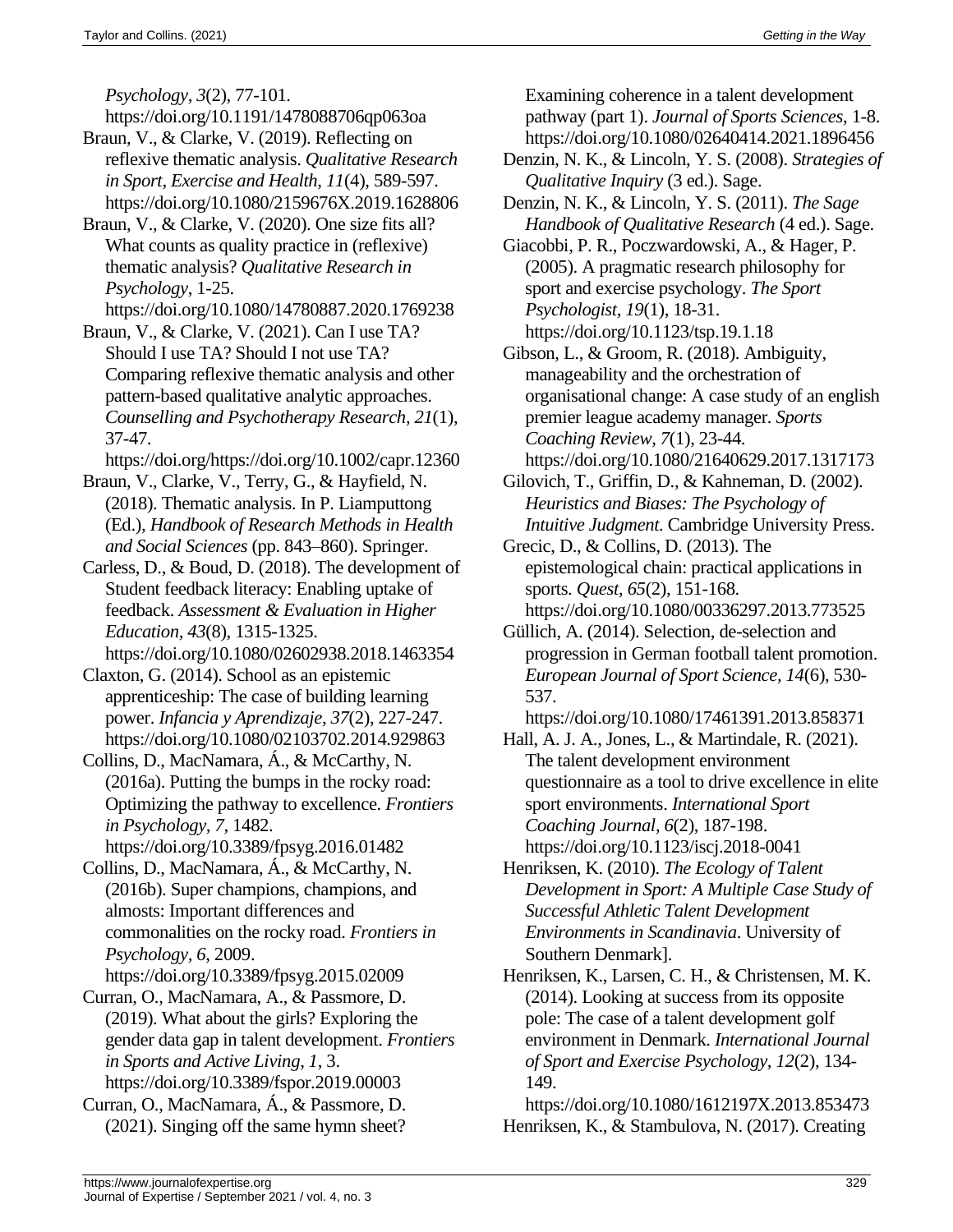*Psychology, 3*(2), 77-101. https://doi.org/10.1191/1478088706qp063oa

Braun, V., & Clarke, V. (2019). Reflecting on reflexive thematic analysis. *Qualitative Research in Sport, Exercise and Health, 11*(4), 589-597. https://doi.org/10.1080/2159676X.2019.1628806

Braun, V., & Clarke, V. (2020). One size fits all? What counts as quality practice in (reflexive) thematic analysis? *Qualitative Research in Psychology*, 1-25. https://doi.org/10.1080/14780887.2020.1769238

Braun, V., & Clarke, V. (2021). Can I use TA? Should I use TA? Should I not use TA? Comparing reflexive thematic analysis and other pattern-based qualitative analytic approaches. *Counselling and Psychotherapy Research, 21*(1), 37-47. https://doi.org/https://doi.org/10.1002/capr.12360

Braun, V., Clarke, V., Terry, G., & Hayfield, N. (2018). Thematic analysis. In P. Liamputtong (Ed.), *Handbook of Research Methods in Health and Social Sciences* (pp. 843–860). Springer.

Carless, D., & Boud, D. (2018). The development of Student feedback literacy: Enabling uptake of feedback. *Assessment & Evaluation in Higher Education, 43*(8), 1315-1325. https://doi.org/10.1080/02602938.2018.1463354

Claxton, G. (2014). School as an epistemic apprenticeship: The case of building learning power. *Infancia y Aprendizaje, 37*(2), 227-247. https://doi.org/10.1080/02103702.2014.929863

Collins, D., MacNamara, Á., & McCarthy, N. (2016a). Putting the bumps in the rocky road: Optimizing the pathway to excellence. *Frontiers in Psychology, 7*, 1482. https://doi.org/10.3389/fpsyg.2016.01482

Collins, D., MacNamara, Á., & McCarthy, N. (2016b). Super champions, champions, and almosts: Important differences and commonalities on the rocky road. *Frontiers in Psychology, 6*, 2009. https://doi.org/10.3389/fpsyg.2015.02009

Curran, O., MacNamara, A., & Passmore, D. (2019). What about the girls? Exploring the gender data gap in talent development. *Frontiers in Sports and Active Living, 1*, 3. https://doi.org/10.3389/fspor.2019.00003

Curran, O., MacNamara, Á., & Passmore, D. (2021). Singing off the same hymn sheet? Examining coherence in a talent development pathway (part 1). *Journal of Sports Sciences*, 1-8. https://doi.org/10.1080/02640414.2021.1896456

Denzin, N. K., & Lincoln, Y. S. (2008). *Strategies of Qualitative Inquiry* (3 ed.). Sage.

Denzin, N. K., & Lincoln, Y. S. (2011). *The Sage Handbook of Qualitative Research* (4 ed.). Sage.

Giacobbi, P. R., Poczwardowski, A., & Hager, P. (2005). A pragmatic research philosophy for sport and exercise psychology. *The Sport Psychologist, 19*(1), 18-31. https://doi.org/10.1123/tsp.19.1.18

Gibson, L., & Groom, R. (2018). Ambiguity, manageability and the orchestration of organisational change: A case study of an english premier league academy manager. *Sports Coaching Review, 7*(1), 23-44. https://doi.org/10.1080/21640629.2017.1317173

Gilovich, T., Griffin, D., & Kahneman, D. (2002). *Heuristics and Biases: The Psychology of Intuitive Judgment*. Cambridge University Press.

Grecic, D., & Collins, D. (2013). The epistemological chain: practical applications in sports. *Quest, 65*(2), 151-168. https://doi.org/10.1080/00336297.2013.773525

Güllich, A. (2014). Selection, de-selection and progression in German football talent promotion. *European Journal of Sport Science, 14*(6), 530-537. https://doi.org/10.1080/17461391.2013.858371

Hall, A. J. A., Jones, L., & Martindale, R. (2021). The talent development environment questionnaire as a tool to drive excellence in elite sport environments. *International Sport Coaching Journal, 6*(2), 187-198. https://doi.org/10.1123/iscj.2018-0041

Henriksen, K. (2010). *The Ecology of Talent Development in Sport: A Multiple Case Study of Successful Athletic Talent Development Environments in Scandinavia*. University of Southern Denmark].

Henriksen, K., Larsen, C. H., & Christensen, M. K. (2014). Looking at success from its opposite pole: The case of a talent development golf environment in Denmark. *International Journal of Sport and Exercise Psychology, 12*(2), 134-149. https://doi.org/10.1080/1612197X.2013.853473

Henriksen, K., & Stambulova, N. (2017). Creating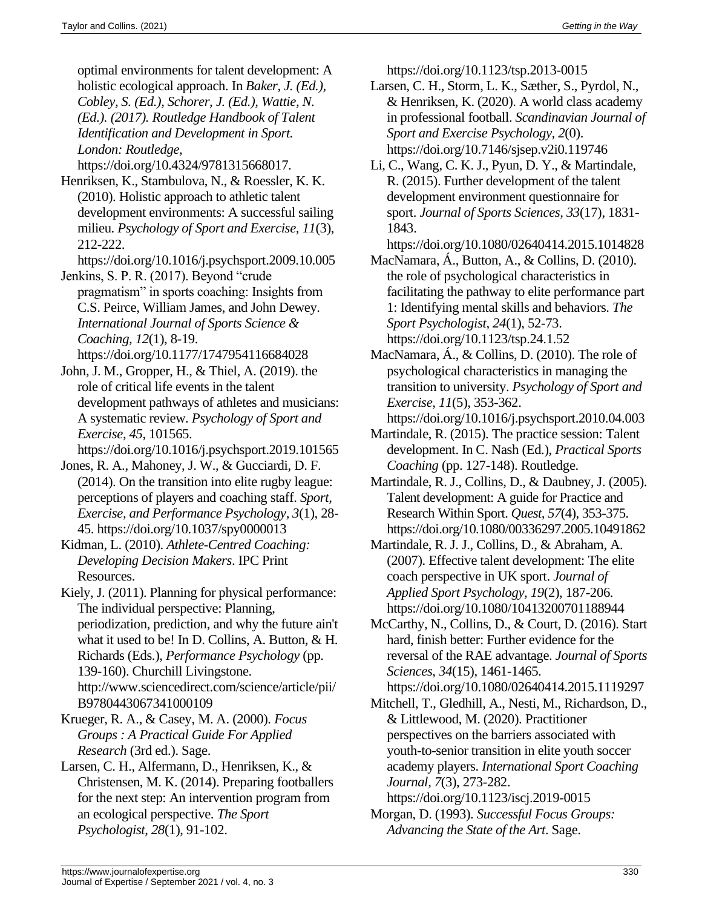optimal environments for talent development: A holistic ecological approach. In *Baker, J. (Ed.), Cobley, S. (Ed.), Schorer, J. (Ed.), Wattie, N. (Ed.). (2017). Routledge Handbook of Talent Identification and Development in Sport. London: Routledge,* https://doi.org/10.4324/9781315668017.

Henriksen, K., Stambulova, N., & Roessler, K. K. (2010). Holistic approach to athletic talent development environments: A successful sailing milieu. *Psychology of Sport and Exercise, 11*(3), 212-222. https://doi.org/10.1016/j.psychsport.2009.10.005

Jenkins, S. P. R. (2017). Beyond "crude pragmatism" in sports coaching: Insights from C.S. Peirce, William James, and John Dewey. *International Journal of Sports Science & Coaching, 12*(1), 8-19. https://doi.org/10.1177/1747954116684028

John, J. M., Gropper, H., & Thiel, A. (2019). the role of critical life events in the talent development pathways of athletes and musicians: A systematic review. *Psychology of Sport and Exercise, 45*, 101565. https://doi.org/10.1016/j.psychsport.2019.101565

Jones, R. A., Mahoney, J. W., & Gucciardi, D. F. (2014). On the transition into elite rugby league: perceptions of players and coaching staff. *Sport, Exercise, and Performance Psychology, 3*(1), 28-45. https://doi.org/10.1037/spy0000013

Kidman, L. (2010). *Athlete-Centred Coaching: Developing Decision Makers*. IPC Print Resources.

Kiely, J. (2011). Planning for physical performance: The individual perspective: Planning, periodization, prediction, and why the future ain't what it used to be! In D. Collins, A. Button, & H. Richards (Eds.), *Performance Psychology* (pp. 139-160). Churchill Livingstone. http://www.sciencedirect.com/science/article/pii/B9780443067341000109

Krueger, R. A., & Casey, M. A. (2000). *Focus Groups : A Practical Guide For Applied Research* (3rd ed.). Sage.

Larsen, C. H., Alfermann, D., Henriksen, K., & Christensen, M. K. (2014). Preparing footballers for the next step: An intervention program from an ecological perspective. *The Sport Psychologist, 28*(1), 91-102. https://doi.org/10.1123/tsp.2013-0015

Larsen, C. H., Storm, L. K., Sæther, S., Pyrdol, N., & Henriksen, K. (2020). A world class academy in professional football. *Scandinavian Journal of Sport and Exercise Psychology, 2*(0). https://doi.org/10.7146/sjsep.v2i0.119746

Li, C., Wang, C. K. J., Pyun, D. Y., & Martindale, R. (2015). Further development of the talent development environment questionnaire for sport. *Journal of Sports Sciences, 33*(17), 1831-1843. https://doi.org/10.1080/02640414.2015.1014828

MacNamara, Á., Button, A., & Collins, D. (2010). the role of psychological characteristics in facilitating the pathway to elite performance part 1: Identifying mental skills and behaviors. *The Sport Psychologist, 24*(1), 52-73. https://doi.org/10.1123/tsp.24.1.52

MacNamara, Á., & Collins, D. (2010). The role of psychological characteristics in managing the transition to university. *Psychology of Sport and Exercise, 11*(5), 353-362. https://doi.org/10.1016/j.psychsport.2010.04.003

Martindale, R. (2015). The practice session: Talent development. In C. Nash (Ed.), *Practical Sports Coaching* (pp. 127-148). Routledge.

Martindale, R. J., Collins, D., & Daubney, J. (2005). Talent development: A guide for Practice and Research Within Sport. *Quest, 57*(4), 353-375. https://doi.org/10.1080/00336297.2005.10491862

Martindale, R. J. J., Collins, D., & Abraham, A. (2007). Effective talent development: The elite coach perspective in UK sport. *Journal of Applied Sport Psychology, 19*(2), 187-206. https://doi.org/10.1080/10413200701188944

McCarthy, N., Collins, D., & Court, D. (2016). Start hard, finish better: Further evidence for the reversal of the RAE advantage. *Journal of Sports Sciences, 34*(15), 1461-1465. https://doi.org/10.1080/02640414.2015.1119297

Mitchell, T., Gledhill, A., Nesti, M., Richardson, D., & Littlewood, M. (2020). Practitioner perspectives on the barriers associated with youth-to-senior transition in elite youth soccer academy players. *International Sport Coaching Journal, 7*(3), 273-282. https://doi.org/10.1123/iscj.2019-0015

Morgan, D. (1993). *Successful Focus Groups: Advancing the State of the Art*. Sage.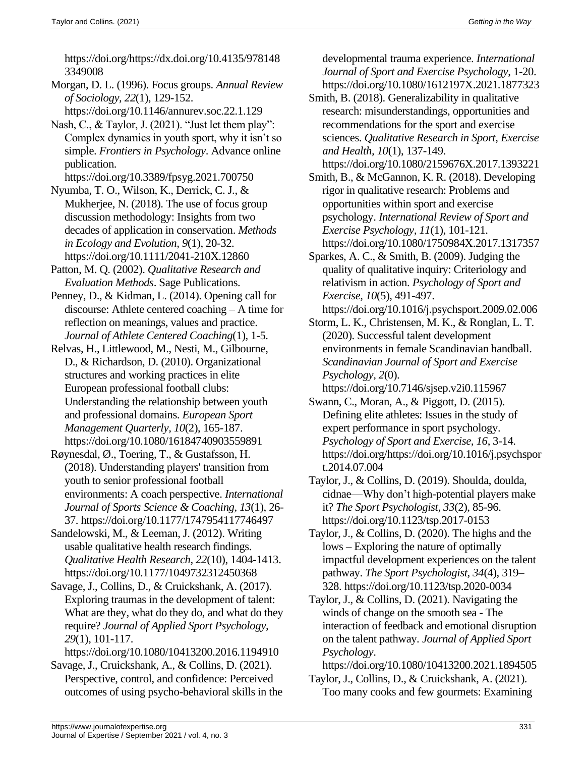https://doi.org/https://dx.doi.org/10.4135/9781483349008

Morgan, D. L. (1996). Focus groups. *Annual Review of Sociology, 22*(1), 129-152. https://doi.org/10.1146/annurev.soc.22.1.129

Nash, C., & Taylor, J. (2021). "Just let them play": Complex dynamics in youth sport, why it isn't so simple. *Frontiers in Psychology*. Advance online publication. https://doi.org/10.3389/fpsyg.2021.700750

Nyumba, T. O., Wilson, K., Derrick, C. J., & Mukherjee, N. (2018). The use of focus group discussion methodology: Insights from two decades of application in conservation. *Methods in Ecology and Evolution, 9*(1), 20-32. https://doi.org/10.1111/2041-210X.12860

Patton, M. Q. (2002). *Qualitative Research and Evaluation Methods*. Sage Publications.

Penney, D., & Kidman, L. (2014). Opening call for discourse: Athlete centered coaching – A time for reflection on meanings, values and practice. *Journal of Athlete Centered Coaching*(1), 1-5.

Relvas, H., Littlewood, M., Nesti, M., Gilbourne, D., & Richardson, D. (2010). Organizational structures and working practices in elite European professional football clubs: Understanding the relationship between youth and professional domains. *European Sport Management Quarterly, 10*(2), 165-187. https://doi.org/10.1080/16184740903559891

Røynesdal, Ø., Toering, T., & Gustafsson, H. (2018). Understanding players' transition from youth to senior professional football environments: A coach perspective. *International Journal of Sports Science & Coaching, 13*(1), 26-37. https://doi.org/10.1177/1747954117746497

Sandelowski, M., & Leeman, J. (2012). Writing usable qualitative health research findings. *Qualitative Health Research, 22*(10), 1404-1413. https://doi.org/10.1177/1049732312450368

Savage, J., Collins, D., & Cruickshank, A. (2017). Exploring traumas in the development of talent: What are they, what do they do, and what do they require? *Journal of Applied Sport Psychology, 29*(1), 101-117. https://doi.org/10.1080/10413200.2016.1194910

Savage, J., Cruickshank, A., & Collins, D. (2021). Perspective, control, and confidence: Perceived outcomes of using psycho-behavioral skills in the developmental trauma experience. *International Journal of Sport and Exercise Psychology*, 1-20. https://doi.org/10.1080/1612197X.2021.1877323

Smith, B. (2018). Generalizability in qualitative research: misunderstandings, opportunities and recommendations for the sport and exercise sciences. *Qualitative Research in Sport, Exercise and Health, 10*(1), 137-149. https://doi.org/10.1080/2159676X.2017.1393221

Smith, B., & McGannon, K. R. (2018). Developing rigor in qualitative research: Problems and opportunities within sport and exercise psychology. *International Review of Sport and Exercise Psychology, 11*(1), 101-121. https://doi.org/10.1080/1750984X.2017.1317357

Sparkes, A. C., & Smith, B. (2009). Judging the quality of qualitative inquiry: Criteriology and relativism in action. *Psychology of Sport and Exercise, 10*(5), 491-497. https://doi.org/10.1016/j.psychsport.2009.02.006

Storm, L. K., Christensen, M. K., & Ronglan, L. T. (2020). Successful talent development environments in female Scandinavian handball. *Scandinavian Journal of Sport and Exercise Psychology, 2*(0). https://doi.org/10.7146/sjsep.v2i0.115967

Swann, C., Moran, A., & Piggott, D. (2015). Defining elite athletes: Issues in the study of expert performance in sport psychology. *Psychology of Sport and Exercise, 16*, 3-14. https://doi.org/https://doi.org/10.1016/j.psychsport.2014.07.004

Taylor, J., & Collins, D. (2019). Shoulda, doulda, cidnae—Why don't high-potential players make it? *The Sport Psychologist, 33*(2), 85-96. https://doi.org/10.1123/tsp.2017-0153

Taylor, J., & Collins, D. (2020). The highs and the lows – Exploring the nature of optimally impactful development experiences on the talent pathway. *The Sport Psychologist, 34*(4), 319–328. https://doi.org/10.1123/tsp.2020-0034

Taylor, J., & Collins, D. (2021). Navigating the winds of change on the smooth sea - The interaction of feedback and emotional disruption on the talent pathway. *Journal of Applied Sport Psychology*. https://doi.org/10.1080/10413200.2021.1894505

Taylor, J., Collins, D., & Cruickshank, A. (2021). Too many cooks and few gourmets: Examining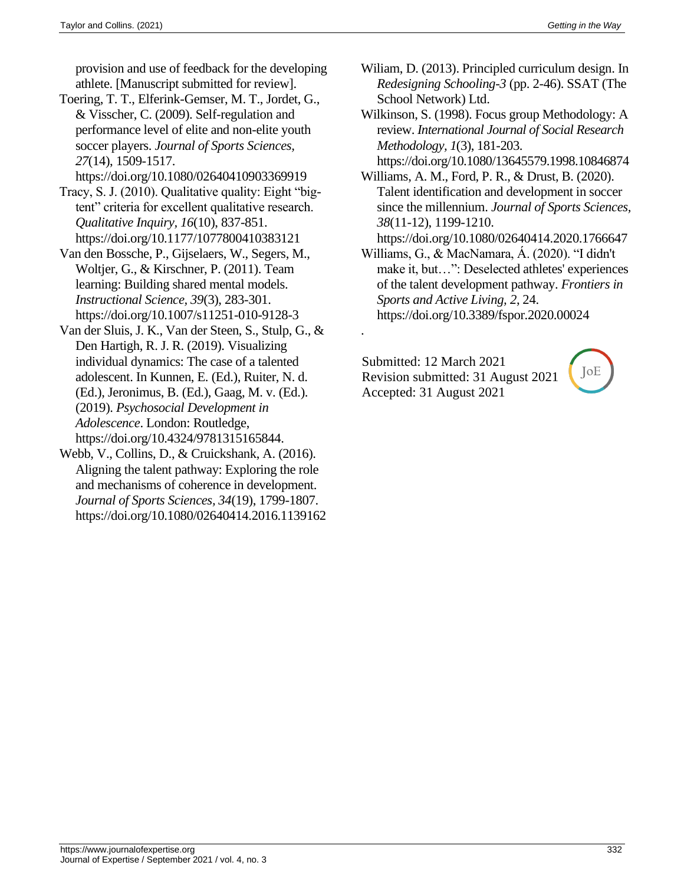provision and use of feedback for the developing athlete. [Manuscript submitted for review].

Toering, T. T., Elferink-Gemser, M. T., Jordet, G., & Visscher, C. (2009). Self-regulation and performance level of elite and non-elite youth soccer players. *Journal of Sports Sciences, 27*(14), 1509-1517. https://doi.org/10.1080/02640410903369919

Tracy, S. J. (2010). Qualitative quality: Eight "big-tent" criteria for excellent qualitative research. *Qualitative Inquiry, 16*(10), 837-851. https://doi.org/10.1177/1077800410383121

Van den Bossche, P., Gijselaers, W., Segers, M., Woltjer, G., & Kirschner, P. (2011). Team learning: Building shared mental models. *Instructional Science, 39*(3), 283-301. https://doi.org/10.1007/s11251-010-9128-3

Van der Sluis, J. K., Van der Steen, S., Stulp, G., & Den Hartigh, R. J. R. (2019). Visualizing individual dynamics: The case of a talented adolescent. In Kunnen, E. (Ed.), Ruiter, N. d. (Ed.), Jeronimus, B. (Ed.), Gaag, M. v. (Ed.). (2019). *Psychosocial Development in Adolescence*. London: Routledge, https://doi.org/10.4324/9781315165844.

Webb, V., Collins, D., & Cruickshank, A. (2016). Aligning the talent pathway: Exploring the role and mechanisms of coherence in development. *Journal of Sports Sciences, 34*(19), 1799-1807. https://doi.org/10.1080/02640414.2016.1139162

Wiliam, D. (2013). Principled curriculum design. In *Redesigning Schooling-3* (pp. 2-46). SSAT (The School Network) Ltd.

Wilkinson, S. (1998). Focus group Methodology: A review. *International Journal of Social Research Methodology, 1*(3), 181-203. https://doi.org/10.1080/13645579.1998.10846874

Williams, A. M., Ford, P. R., & Drust, B. (2020). Talent identification and development in soccer since the millennium. *Journal of Sports Sciences, 38*(11-12), 1199-1210. https://doi.org/10.1080/02640414.2020.1766647

Williams, G., & MacNamara, Á. (2020). "I didn't make it, but…": Deselected athletes' experiences of the talent development pathway. *Frontiers in Sports and Active Living, 2*, 24. https://doi.org/10.3389/fspor.2020.00024

.

Submitted: 12 March 2021
Revision submitted: 31 August 2021
Accepted: 31 August 2021